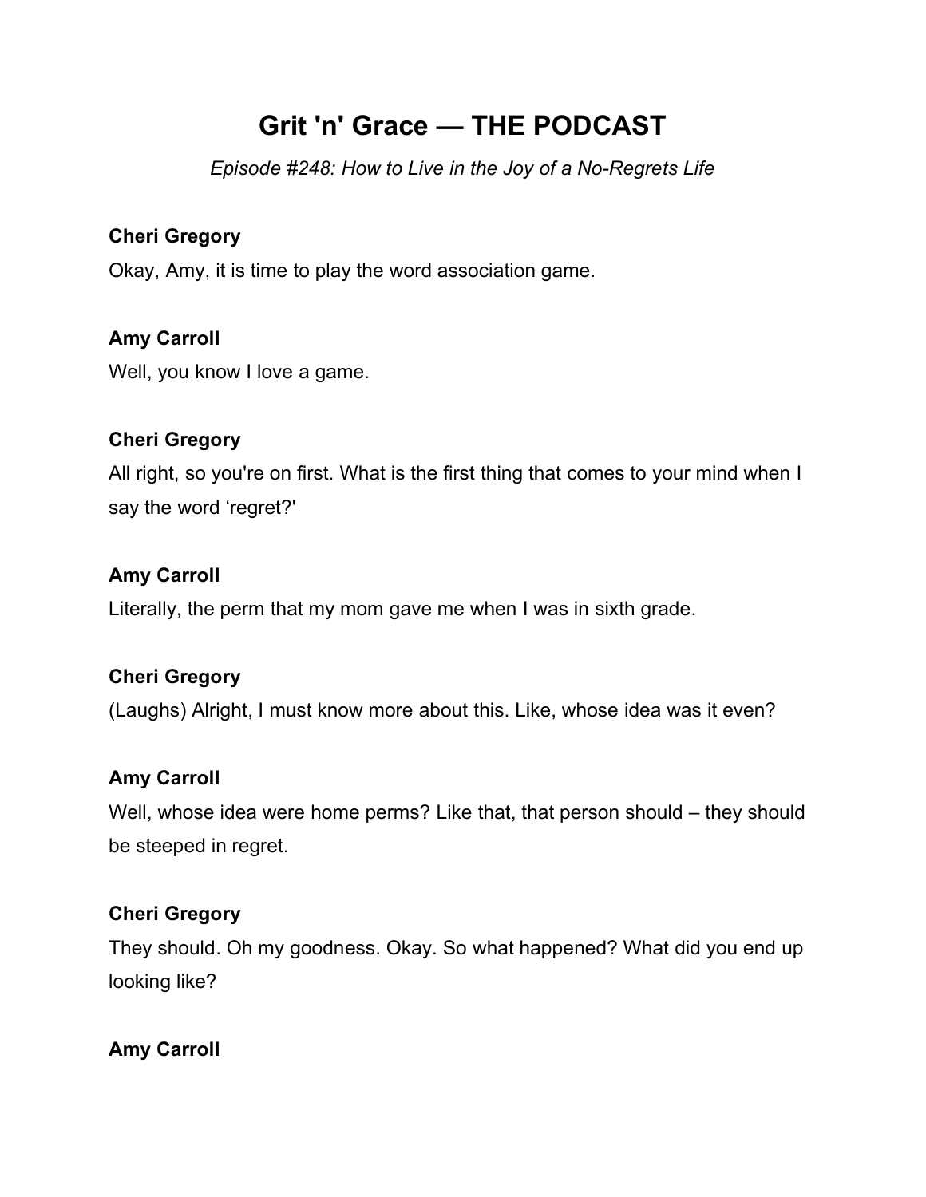# Grit 'n' Grace — THE PODCAST

*Episode #248: How to Live in the Joy of a No-Regrets Life*

**Cheri Gregory**
Okay, Amy, it is time to play the word association game.

**Amy Carroll**
Well, you know I love a game.

**Cheri Gregory**
All right, so you're on first. What is the first thing that comes to your mind when I say the word 'regret?'

**Amy Carroll**
Literally, the perm that my mom gave me when I was in sixth grade.

**Cheri Gregory**
(Laughs) Alright, I must know more about this. Like, whose idea was it even?

**Amy Carroll**
Well, whose idea were home perms? Like that, that person should – they should be steeped in regret.

**Cheri Gregory**
They should. Oh my goodness. Okay. So what happened? What did you end up looking like?

**Amy Carroll**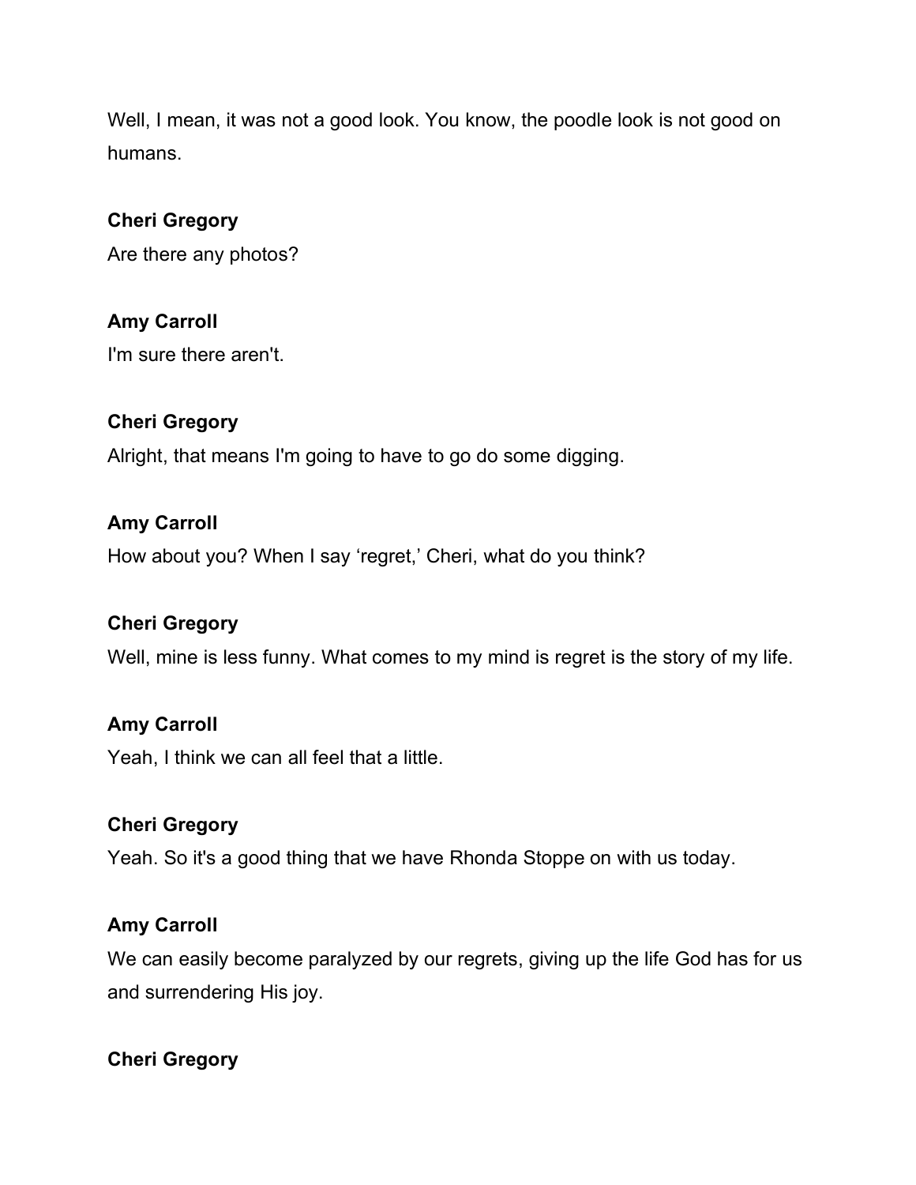Well, I mean, it was not a good look. You know, the poodle look is not good on humans.

**Cheri Gregory**

Are there any photos?

**Amy Carroll**

I'm sure there aren't.

**Cheri Gregory**

Alright, that means I'm going to have to go do some digging.

**Amy Carroll**

How about you? When I say 'regret,' Cheri, what do you think?

**Cheri Gregory**

Well, mine is less funny. What comes to my mind is regret is the story of my life.

**Amy Carroll**

Yeah, I think we can all feel that a little.

**Cheri Gregory**

Yeah. So it's a good thing that we have Rhonda Stoppe on with us today.

**Amy Carroll**

We can easily become paralyzed by our regrets, giving up the life God has for us and surrendering His joy.

**Cheri Gregory**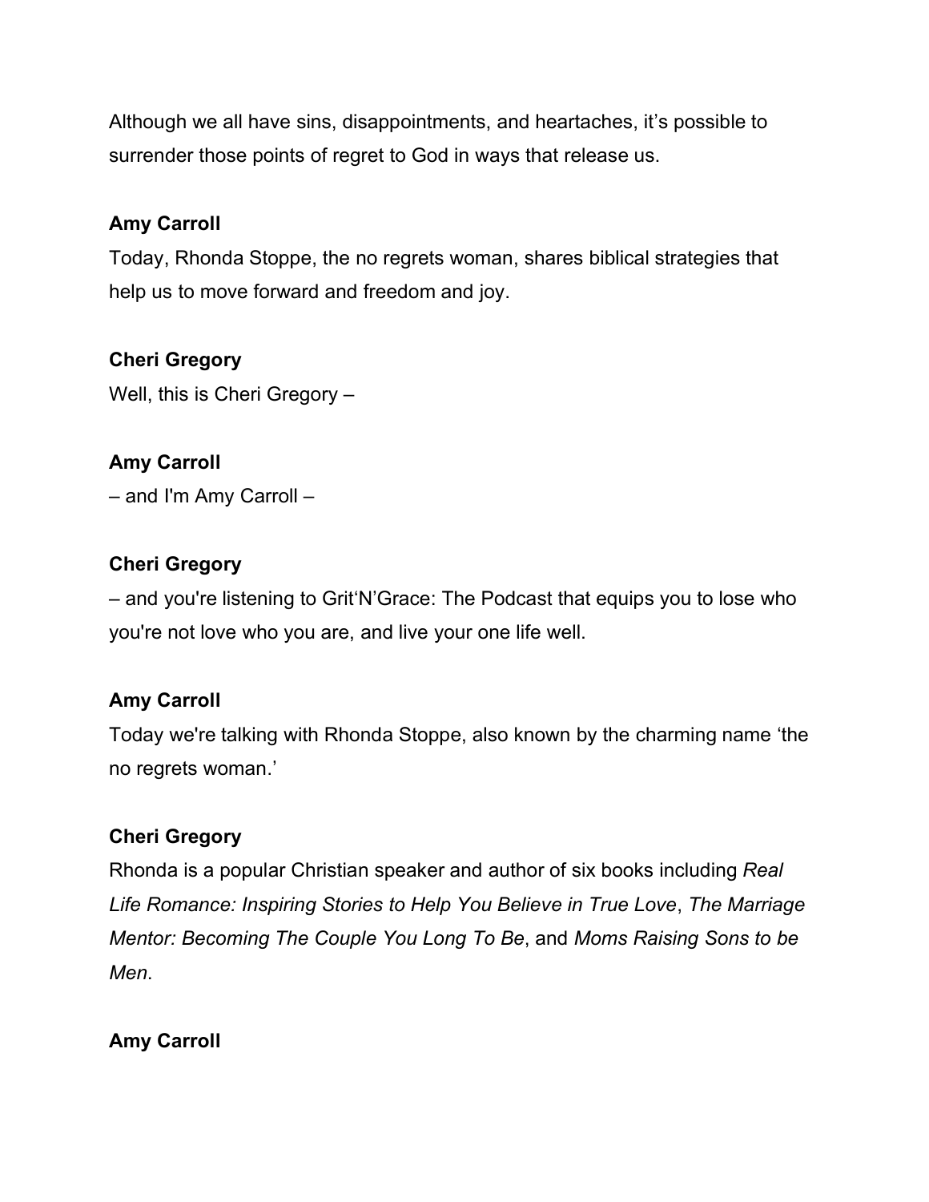Although we all have sins, disappointments, and heartaches, it's possible to surrender those points of regret to God in ways that release us.

**Amy Carroll**

Today, Rhonda Stoppe, the no regrets woman, shares biblical strategies that help us to move forward and freedom and joy.

**Cheri Gregory**

Well, this is Cheri Gregory –

**Amy Carroll**

– and I'm Amy Carroll –

**Cheri Gregory**

– and you're listening to Grit'N'Grace: The Podcast that equips you to lose who you're not love who you are, and live your one life well.

**Amy Carroll**

Today we're talking with Rhonda Stoppe, also known by the charming name 'the no regrets woman.'

**Cheri Gregory**

Rhonda is a popular Christian speaker and author of six books including *Real Life Romance: Inspiring Stories to Help You Believe in True Love*, *The Marriage Mentor: Becoming The Couple You Long To Be*, and *Moms Raising Sons to be Men*.

**Amy Carroll**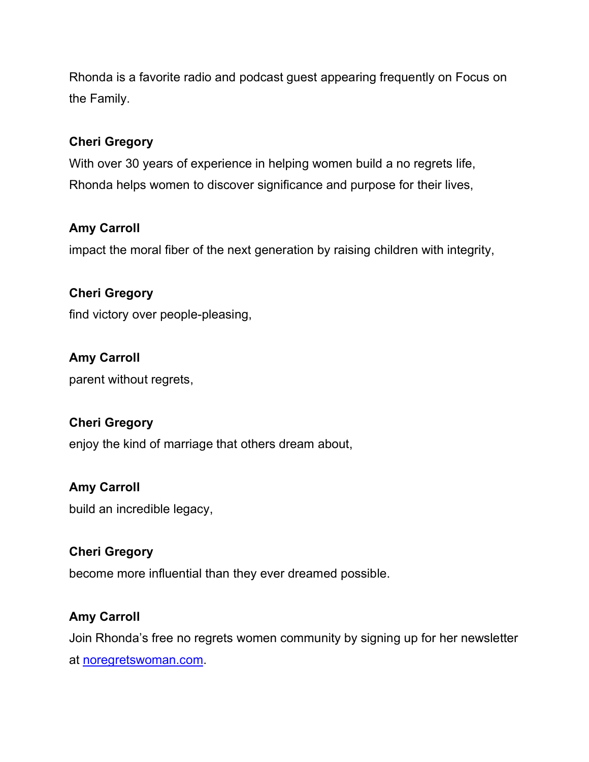Rhonda is a favorite radio and podcast guest appearing frequently on Focus on the Family.

**Cheri Gregory**

With over 30 years of experience in helping women build a no regrets life, Rhonda helps women to discover significance and purpose for their lives,

**Amy Carroll**

impact the moral fiber of the next generation by raising children with integrity,

**Cheri Gregory**

find victory over people-pleasing,

**Amy Carroll**

parent without regrets,

**Cheri Gregory**

enjoy the kind of marriage that others dream about,

**Amy Carroll**

build an incredible legacy,

**Cheri Gregory**

become more influential than they ever dreamed possible.

**Amy Carroll**

Join Rhonda's free no regrets women community by signing up for her newsletter at [noregretswoman.com](noregretswoman.com).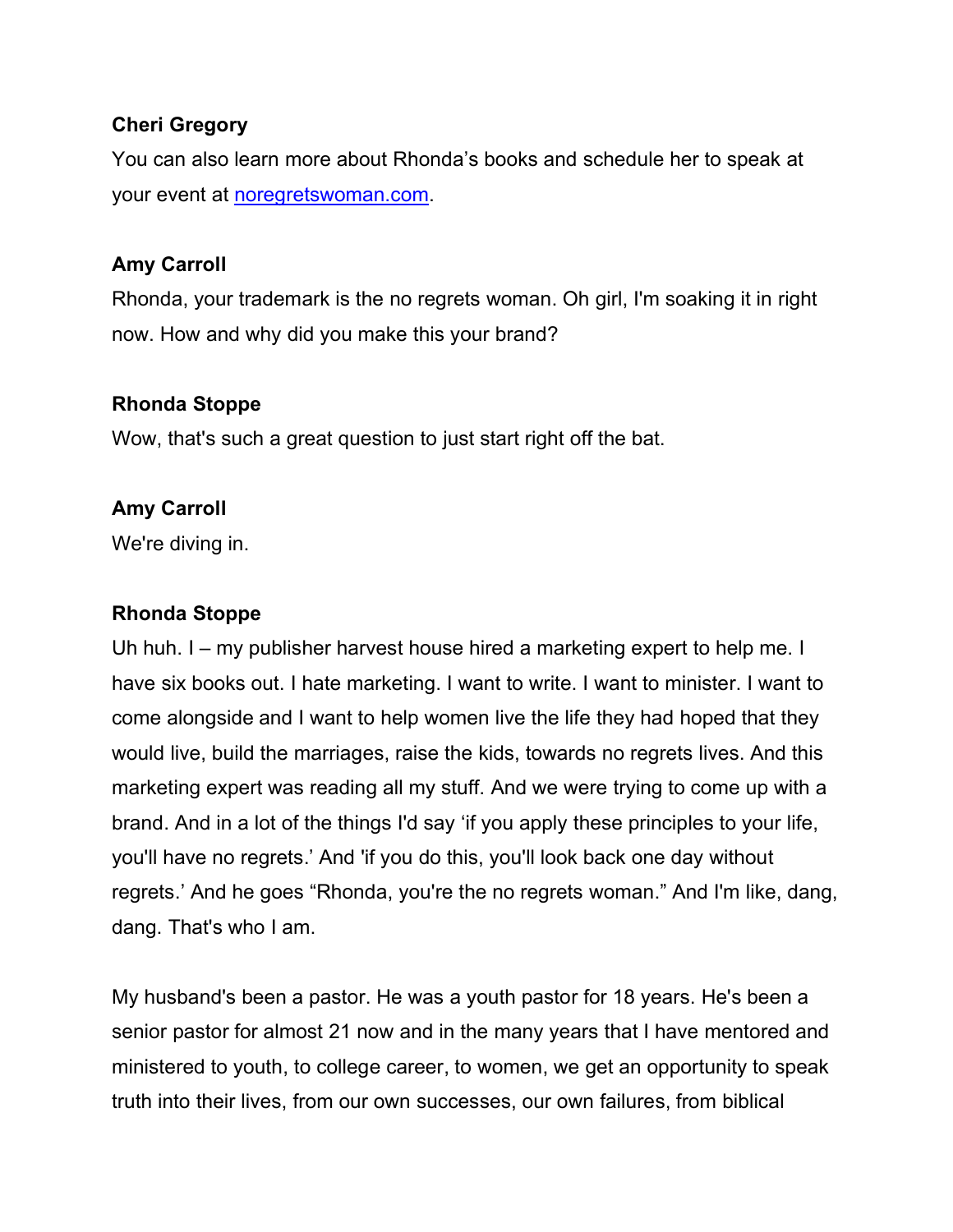**Cheri Gregory**

You can also learn more about Rhonda's books and schedule her to speak at your event at [noregretswoman.com](noregretswoman.com).

**Amy Carroll**

Rhonda, your trademark is the no regrets woman. Oh girl, I'm soaking it in right now. How and why did you make this your brand?

**Rhonda Stoppe**

Wow, that's such a great question to just start right off the bat.

**Amy Carroll**

We're diving in.

**Rhonda Stoppe**

Uh huh. I – my publisher harvest house hired a marketing expert to help me. I have six books out. I hate marketing. I want to write. I want to minister. I want to come alongside and I want to help women live the life they had hoped that they would live, build the marriages, raise the kids, towards no regrets lives. And this marketing expert was reading all my stuff. And we were trying to come up with a brand. And in a lot of the things I'd say 'if you apply these principles to your life, you'll have no regrets.' And 'if you do this, you'll look back one day without regrets.' And he goes "Rhonda, you're the no regrets woman." And I'm like, dang, dang. That's who I am.

My husband's been a pastor. He was a youth pastor for 18 years. He's been a senior pastor for almost 21 now and in the many years that I have mentored and ministered to youth, to college career, to women, we get an opportunity to speak truth into their lives, from our own successes, our own failures, from biblical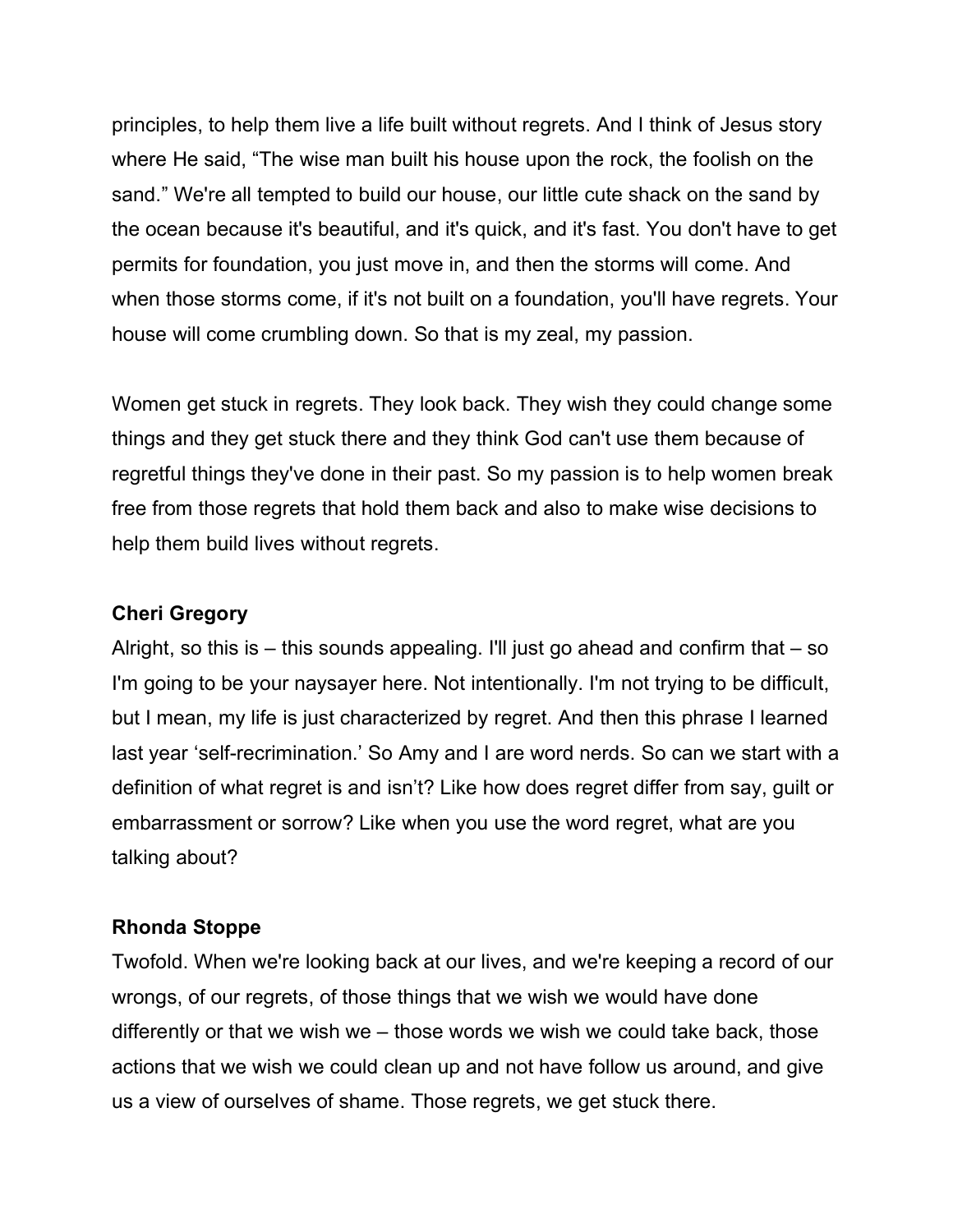principles, to help them live a life built without regrets. And I think of Jesus story where He said, "The wise man built his house upon the rock, the foolish on the sand." We're all tempted to build our house, our little cute shack on the sand by the ocean because it's beautiful, and it's quick, and it's fast. You don't have to get permits for foundation, you just move in, and then the storms will come. And when those storms come, if it's not built on a foundation, you'll have regrets. Your house will come crumbling down. So that is my zeal, my passion.

Women get stuck in regrets. They look back. They wish they could change some things and they get stuck there and they think God can't use them because of regretful things they've done in their past. So my passion is to help women break free from those regrets that hold them back and also to make wise decisions to help them build lives without regrets.

**Cheri Gregory**

Alright, so this is – this sounds appealing. I'll just go ahead and confirm that – so I'm going to be your naysayer here. Not intentionally. I'm not trying to be difficult, but I mean, my life is just characterized by regret. And then this phrase I learned last year 'self-recrimination.' So Amy and I are word nerds. So can we start with a definition of what regret is and isn't? Like how does regret differ from say, guilt or embarrassment or sorrow? Like when you use the word regret, what are you talking about?

**Rhonda Stoppe**

Twofold. When we're looking back at our lives, and we're keeping a record of our wrongs, of our regrets, of those things that we wish we would have done differently or that we wish we – those words we wish we could take back, those actions that we wish we could clean up and not have follow us around, and give us a view of ourselves of shame. Those regrets, we get stuck there.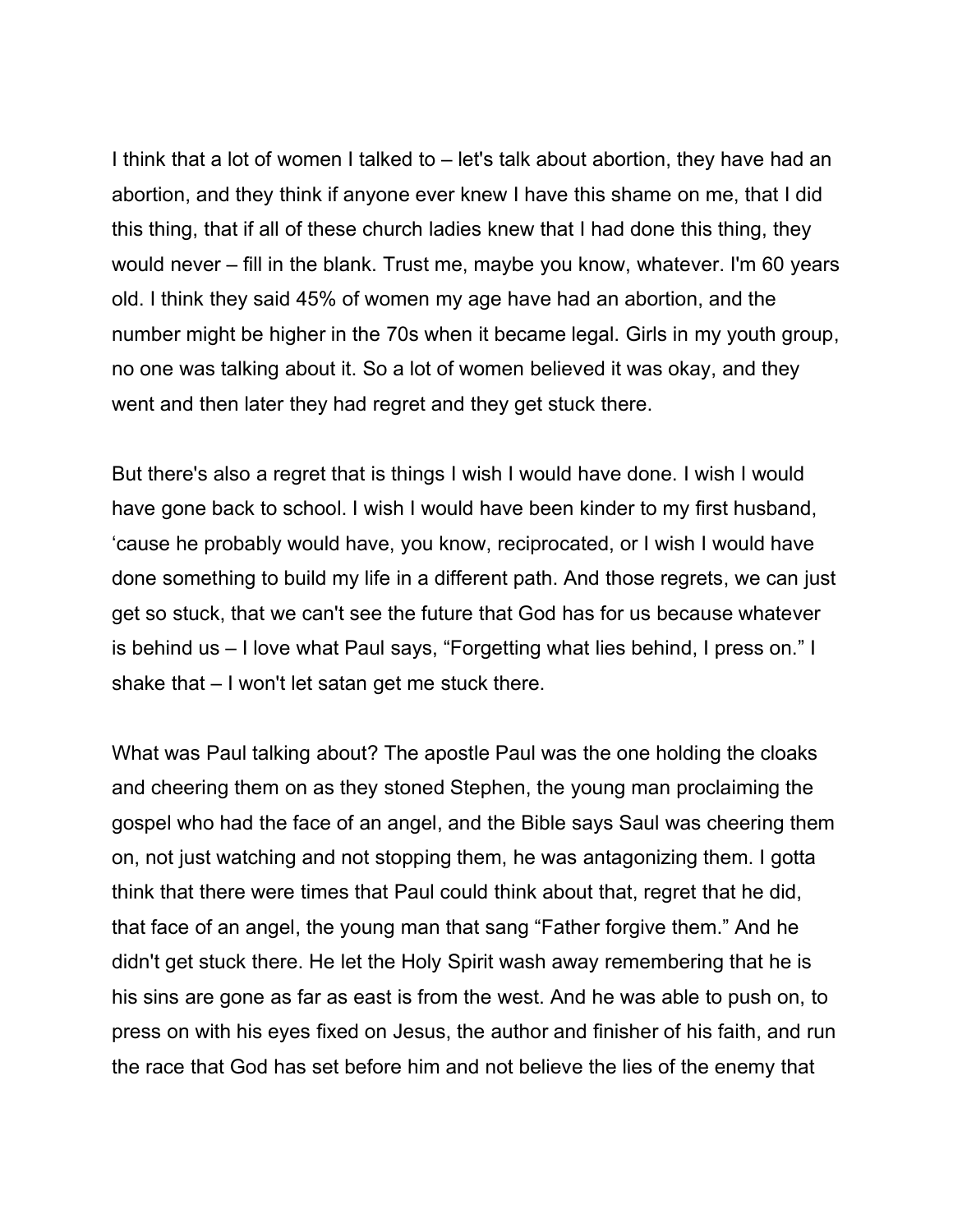I think that a lot of women I talked to – let's talk about abortion, they have had an abortion, and they think if anyone ever knew I have this shame on me, that I did this thing, that if all of these church ladies knew that I had done this thing, they would never – fill in the blank. Trust me, maybe you know, whatever. I'm 60 years old. I think they said 45% of women my age have had an abortion, and the number might be higher in the 70s when it became legal. Girls in my youth group, no one was talking about it. So a lot of women believed it was okay, and they went and then later they had regret and they get stuck there.

But there's also a regret that is things I wish I would have done. I wish I would have gone back to school. I wish I would have been kinder to my first husband, 'cause he probably would have, you know, reciprocated, or I wish I would have done something to build my life in a different path. And those regrets, we can just get so stuck, that we can't see the future that God has for us because whatever is behind us – I love what Paul says, "Forgetting what lies behind, I press on." I shake that – I won't let satan get me stuck there.

What was Paul talking about? The apostle Paul was the one holding the cloaks and cheering them on as they stoned Stephen, the young man proclaiming the gospel who had the face of an angel, and the Bible says Saul was cheering them on, not just watching and not stopping them, he was antagonizing them. I gotta think that there were times that Paul could think about that, regret that he did, that face of an angel, the young man that sang "Father forgive them." And he didn't get stuck there. He let the Holy Spirit wash away remembering that he is his sins are gone as far as east is from the west. And he was able to push on, to press on with his eyes fixed on Jesus, the author and finisher of his faith, and run the race that God has set before him and not believe the lies of the enemy that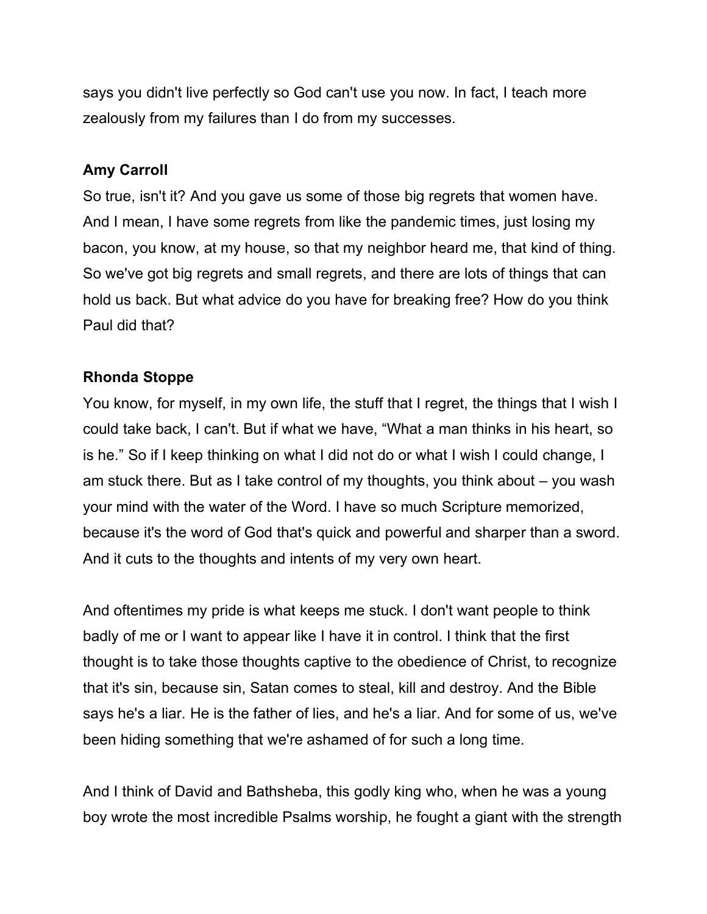says you didn't live perfectly so God can't use you now. In fact, I teach more zealously from my failures than I do from my successes.

**Amy Carroll**

So true, isn't it? And you gave us some of those big regrets that women have. And I mean, I have some regrets from like the pandemic times, just losing my bacon, you know, at my house, so that my neighbor heard me, that kind of thing. So we've got big regrets and small regrets, and there are lots of things that can hold us back. But what advice do you have for breaking free? How do you think Paul did that?

**Rhonda Stoppe**

You know, for myself, in my own life, the stuff that I regret, the things that I wish I could take back, I can't. But if what we have, "What a man thinks in his heart, so is he." So if I keep thinking on what I did not do or what I wish I could change, I am stuck there. But as I take control of my thoughts, you think about – you wash your mind with the water of the Word. I have so much Scripture memorized, because it's the word of God that's quick and powerful and sharper than a sword. And it cuts to the thoughts and intents of my very own heart.

And oftentimes my pride is what keeps me stuck. I don't want people to think badly of me or I want to appear like I have it in control. I think that the first thought is to take those thoughts captive to the obedience of Christ, to recognize that it's sin, because sin, Satan comes to steal, kill and destroy. And the Bible says he's a liar. He is the father of lies, and he's a liar. And for some of us, we've been hiding something that we're ashamed of for such a long time.

And I think of David and Bathsheba, this godly king who, when he was a young boy wrote the most incredible Psalms worship, he fought a giant with the strength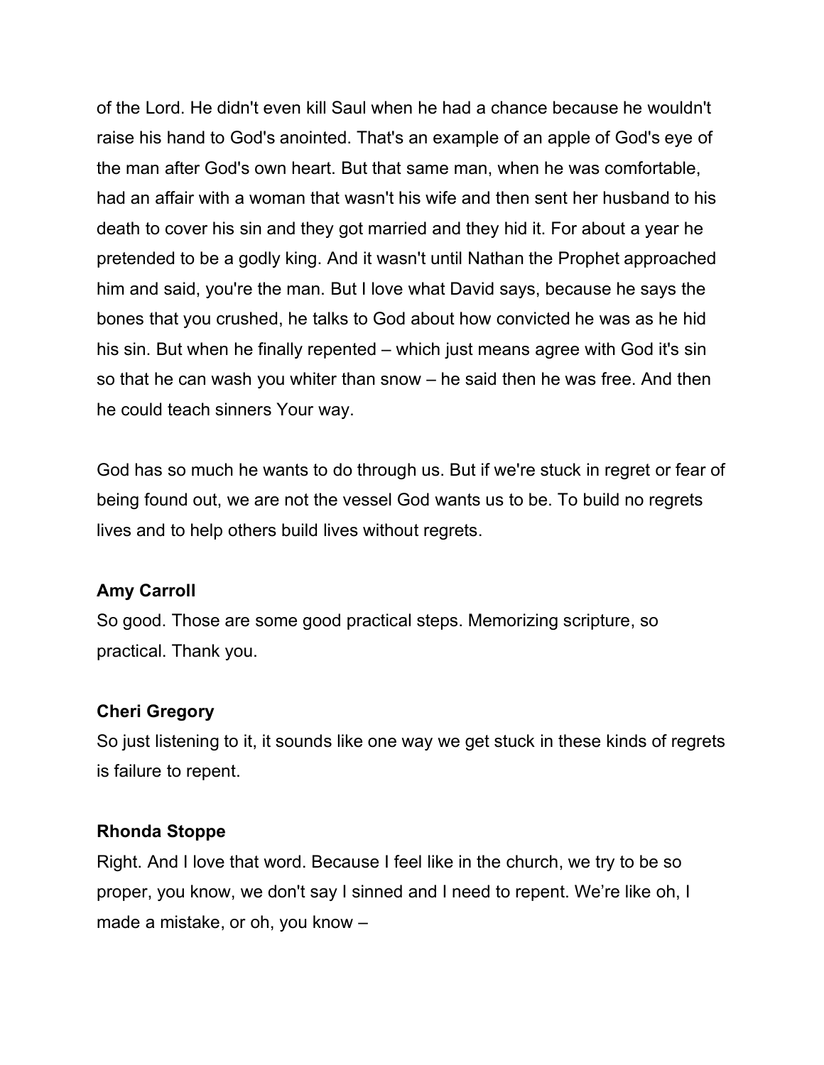of the Lord. He didn't even kill Saul when he had a chance because he wouldn't raise his hand to God's anointed. That's an example of an apple of God's eye of the man after God's own heart. But that same man, when he was comfortable, had an affair with a woman that wasn't his wife and then sent her husband to his death to cover his sin and they got married and they hid it. For about a year he pretended to be a godly king. And it wasn't until Nathan the Prophet approached him and said, you're the man. But I love what David says, because he says the bones that you crushed, he talks to God about how convicted he was as he hid his sin. But when he finally repented – which just means agree with God it's sin so that he can wash you whiter than snow – he said then he was free. And then he could teach sinners Your way.

God has so much he wants to do through us. But if we're stuck in regret or fear of being found out, we are not the vessel God wants us to be. To build no regrets lives and to help others build lives without regrets.

**Amy Carroll**
So good. Those are some good practical steps. Memorizing scripture, so practical. Thank you.

**Cheri Gregory**
So just listening to it, it sounds like one way we get stuck in these kinds of regrets is failure to repent.

**Rhonda Stoppe**
Right. And I love that word. Because I feel like in the church, we try to be so proper, you know, we don't say I sinned and I need to repent. We're like oh, I made a mistake, or oh, you know –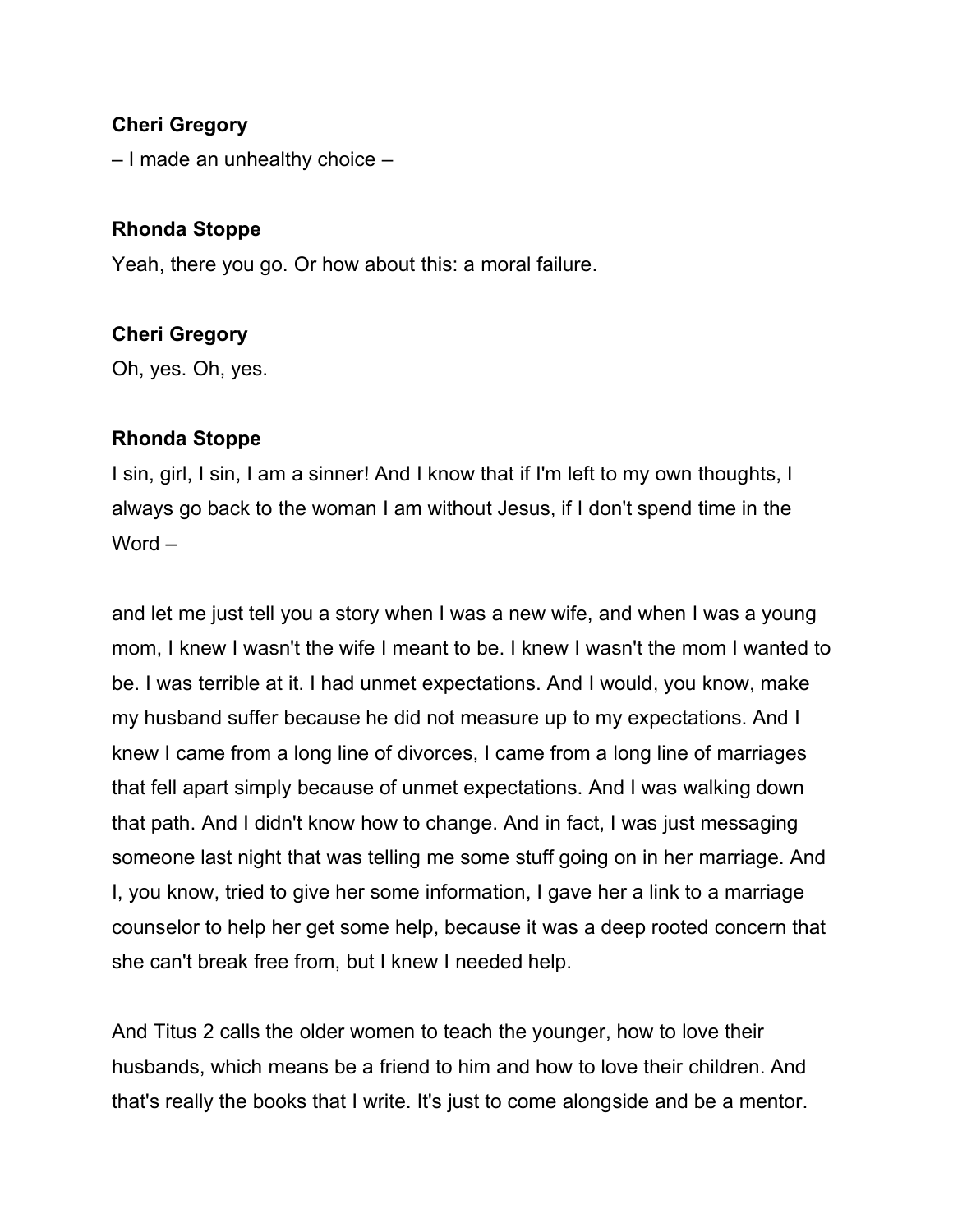**Cheri Gregory**

– I made an unhealthy choice –

**Rhonda Stoppe**

Yeah, there you go. Or how about this: a moral failure.

**Cheri Gregory**

Oh, yes. Oh, yes.

**Rhonda Stoppe**

I sin, girl, I sin, I am a sinner! And I know that if I'm left to my own thoughts, I always go back to the woman I am without Jesus, if I don't spend time in the Word –

and let me just tell you a story when I was a new wife, and when I was a young mom, I knew I wasn't the wife I meant to be. I knew I wasn't the mom I wanted to be. I was terrible at it. I had unmet expectations. And I would, you know, make my husband suffer because he did not measure up to my expectations. And I knew I came from a long line of divorces, I came from a long line of marriages that fell apart simply because of unmet expectations. And I was walking down that path. And I didn't know how to change. And in fact, I was just messaging someone last night that was telling me some stuff going on in her marriage. And I, you know, tried to give her some information, I gave her a link to a marriage counselor to help her get some help, because it was a deep rooted concern that she can't break free from, but I knew I needed help.

And Titus 2 calls the older women to teach the younger, how to love their husbands, which means be a friend to him and how to love their children. And that's really the books that I write. It's just to come alongside and be a mentor.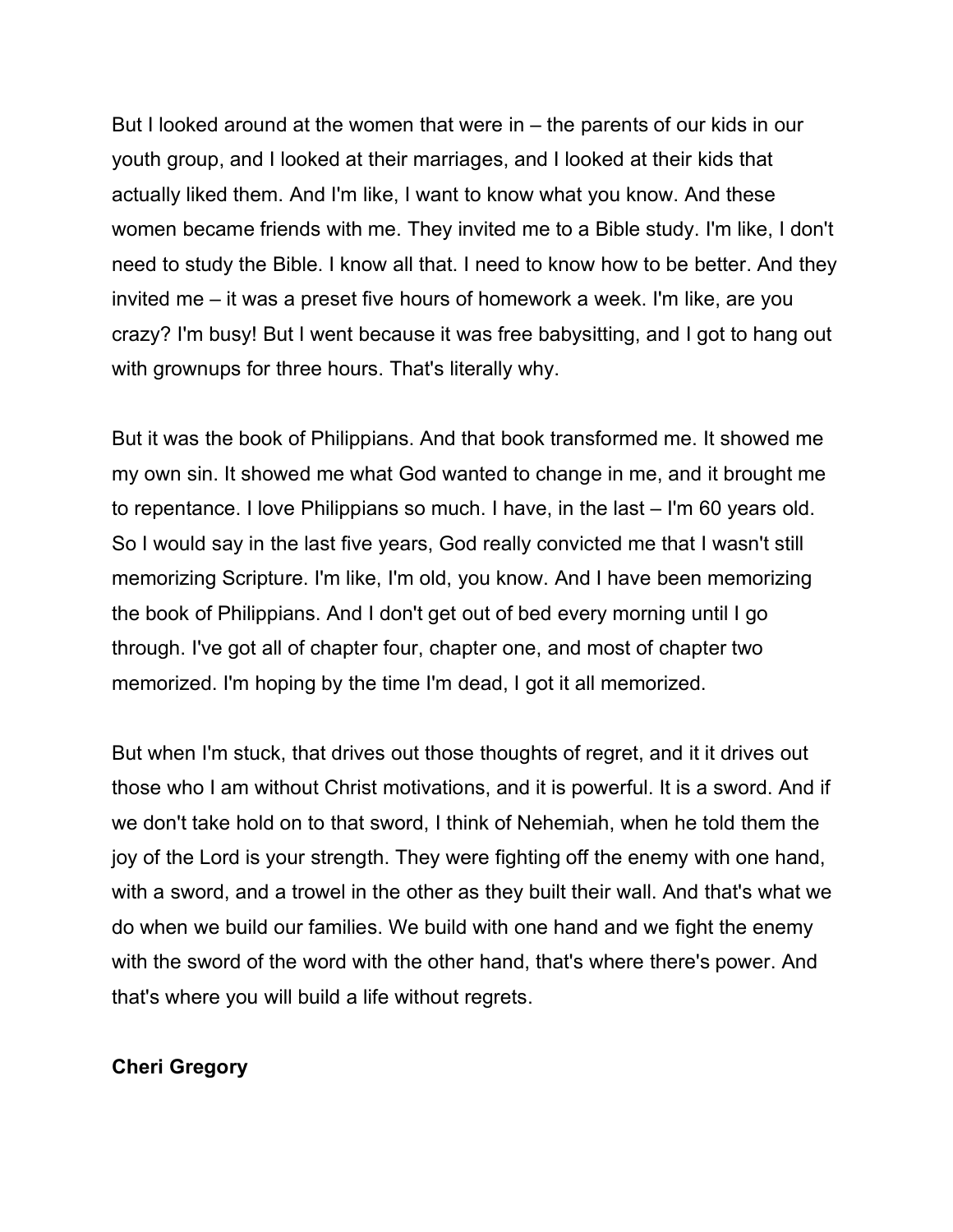But I looked around at the women that were in – the parents of our kids in our youth group, and I looked at their marriages, and I looked at their kids that actually liked them. And I'm like, I want to know what you know. And these women became friends with me. They invited me to a Bible study. I'm like, I don't need to study the Bible. I know all that. I need to know how to be better. And they invited me – it was a preset five hours of homework a week. I'm like, are you crazy? I'm busy! But I went because it was free babysitting, and I got to hang out with grownups for three hours. That's literally why.

But it was the book of Philippians. And that book transformed me. It showed me my own sin. It showed me what God wanted to change in me, and it brought me to repentance. I love Philippians so much. I have, in the last – I'm 60 years old. So I would say in the last five years, God really convicted me that I wasn't still memorizing Scripture. I'm like, I'm old, you know. And I have been memorizing the book of Philippians. And I don't get out of bed every morning until I go through. I've got all of chapter four, chapter one, and most of chapter two memorized. I'm hoping by the time I'm dead, I got it all memorized.

But when I'm stuck, that drives out those thoughts of regret, and it it drives out those who I am without Christ motivations, and it is powerful. It is a sword. And if we don't take hold on to that sword, I think of Nehemiah, when he told them the joy of the Lord is your strength. They were fighting off the enemy with one hand, with a sword, and a trowel in the other as they built their wall. And that's what we do when we build our families. We build with one hand and we fight the enemy with the sword of the word with the other hand, that's where there's power. And that's where you will build a life without regrets.

**Cheri Gregory**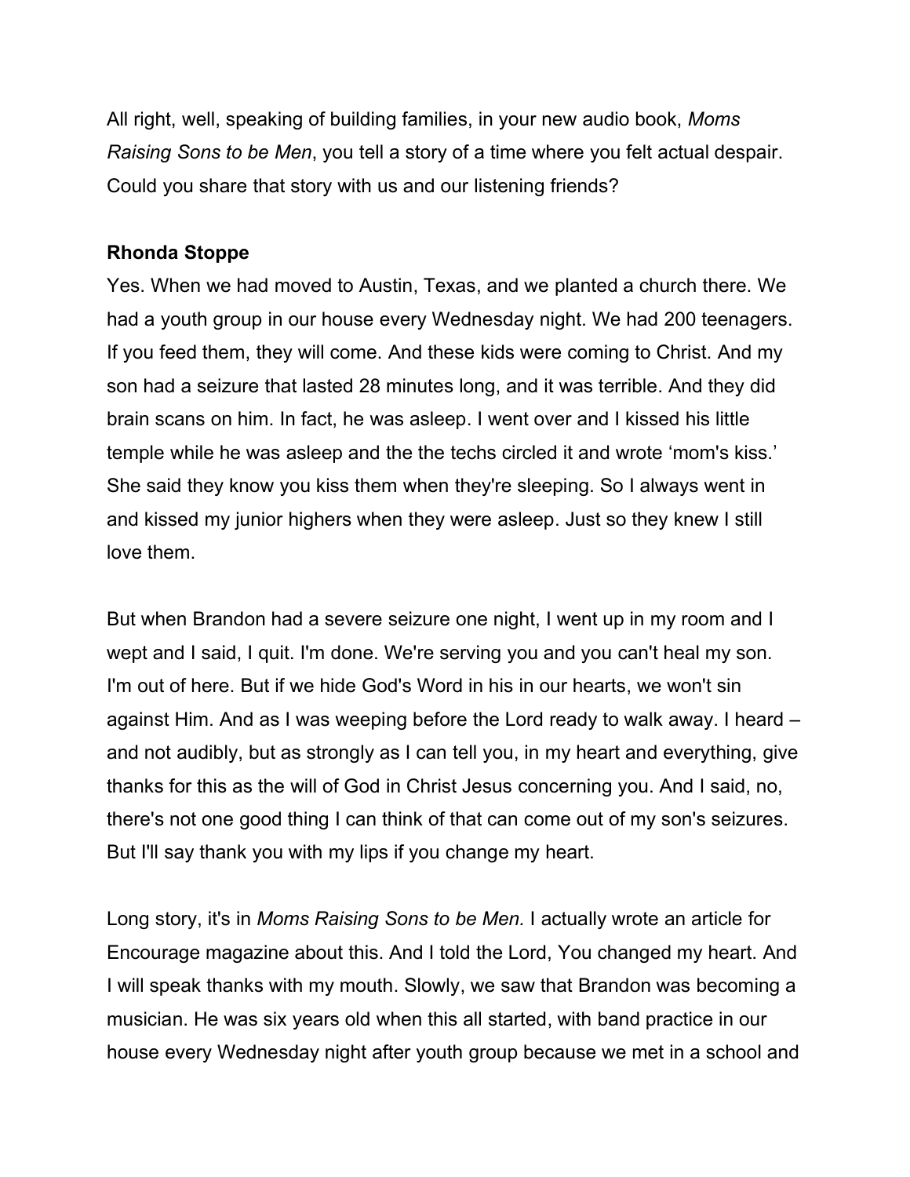All right, well, speaking of building families, in your new audio book, *Moms Raising Sons to be Men*, you tell a story of a time where you felt actual despair. Could you share that story with us and our listening friends?

**Rhonda Stoppe**

Yes. When we had moved to Austin, Texas, and we planted a church there. We had a youth group in our house every Wednesday night. We had 200 teenagers. If you feed them, they will come. And these kids were coming to Christ. And my son had a seizure that lasted 28 minutes long, and it was terrible. And they did brain scans on him. In fact, he was asleep. I went over and I kissed his little temple while he was asleep and the the techs circled it and wrote 'mom's kiss.' She said they know you kiss them when they're sleeping. So I always went in and kissed my junior highers when they were asleep. Just so they knew I still love them.

But when Brandon had a severe seizure one night, I went up in my room and I wept and I said, I quit. I'm done. We're serving you and you can't heal my son. I'm out of here. But if we hide God's Word in his in our hearts, we won't sin against Him. And as I was weeping before the Lord ready to walk away. I heard – and not audibly, but as strongly as I can tell you, in my heart and everything, give thanks for this as the will of God in Christ Jesus concerning you. And I said, no, there's not one good thing I can think of that can come out of my son's seizures. But I'll say thank you with my lips if you change my heart.

Long story, it's in *Moms Raising Sons to be Men.* I actually wrote an article for Encourage magazine about this. And I told the Lord, You changed my heart. And I will speak thanks with my mouth. Slowly, we saw that Brandon was becoming a musician. He was six years old when this all started, with band practice in our house every Wednesday night after youth group because we met in a school and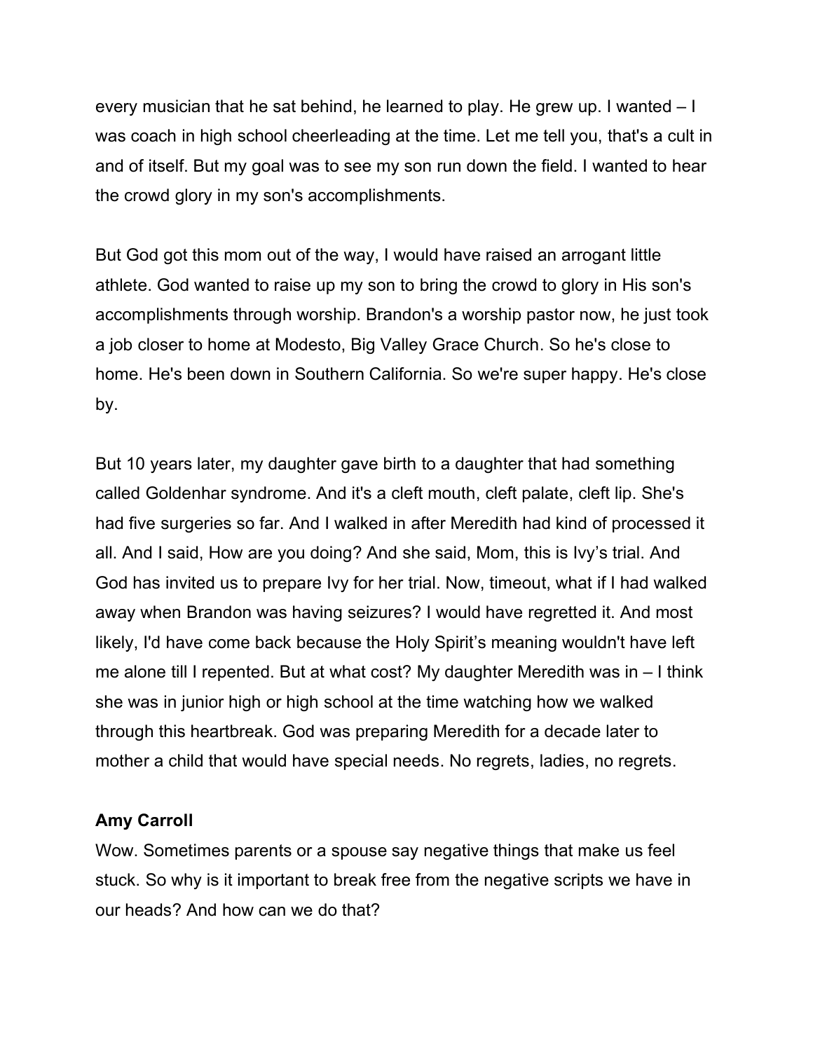every musician that he sat behind, he learned to play. He grew up. I wanted – I was coach in high school cheerleading at the time. Let me tell you, that's a cult in and of itself. But my goal was to see my son run down the field. I wanted to hear the crowd glory in my son's accomplishments.

But God got this mom out of the way, I would have raised an arrogant little athlete. God wanted to raise up my son to bring the crowd to glory in His son's accomplishments through worship. Brandon's a worship pastor now, he just took a job closer to home at Modesto, Big Valley Grace Church. So he's close to home. He's been down in Southern California. So we're super happy. He's close by.

But 10 years later, my daughter gave birth to a daughter that had something called Goldenhar syndrome. And it's a cleft mouth, cleft palate, cleft lip. She's had five surgeries so far. And I walked in after Meredith had kind of processed it all. And I said, How are you doing? And she said, Mom, this is Ivy's trial. And God has invited us to prepare Ivy for her trial. Now, timeout, what if I had walked away when Brandon was having seizures? I would have regretted it. And most likely, I'd have come back because the Holy Spirit's meaning wouldn't have left me alone till I repented. But at what cost? My daughter Meredith was in – I think she was in junior high or high school at the time watching how we walked through this heartbreak. God was preparing Meredith for a decade later to mother a child that would have special needs. No regrets, ladies, no regrets.

**Amy Carroll**
Wow. Sometimes parents or a spouse say negative things that make us feel stuck. So why is it important to break free from the negative scripts we have in our heads? And how can we do that?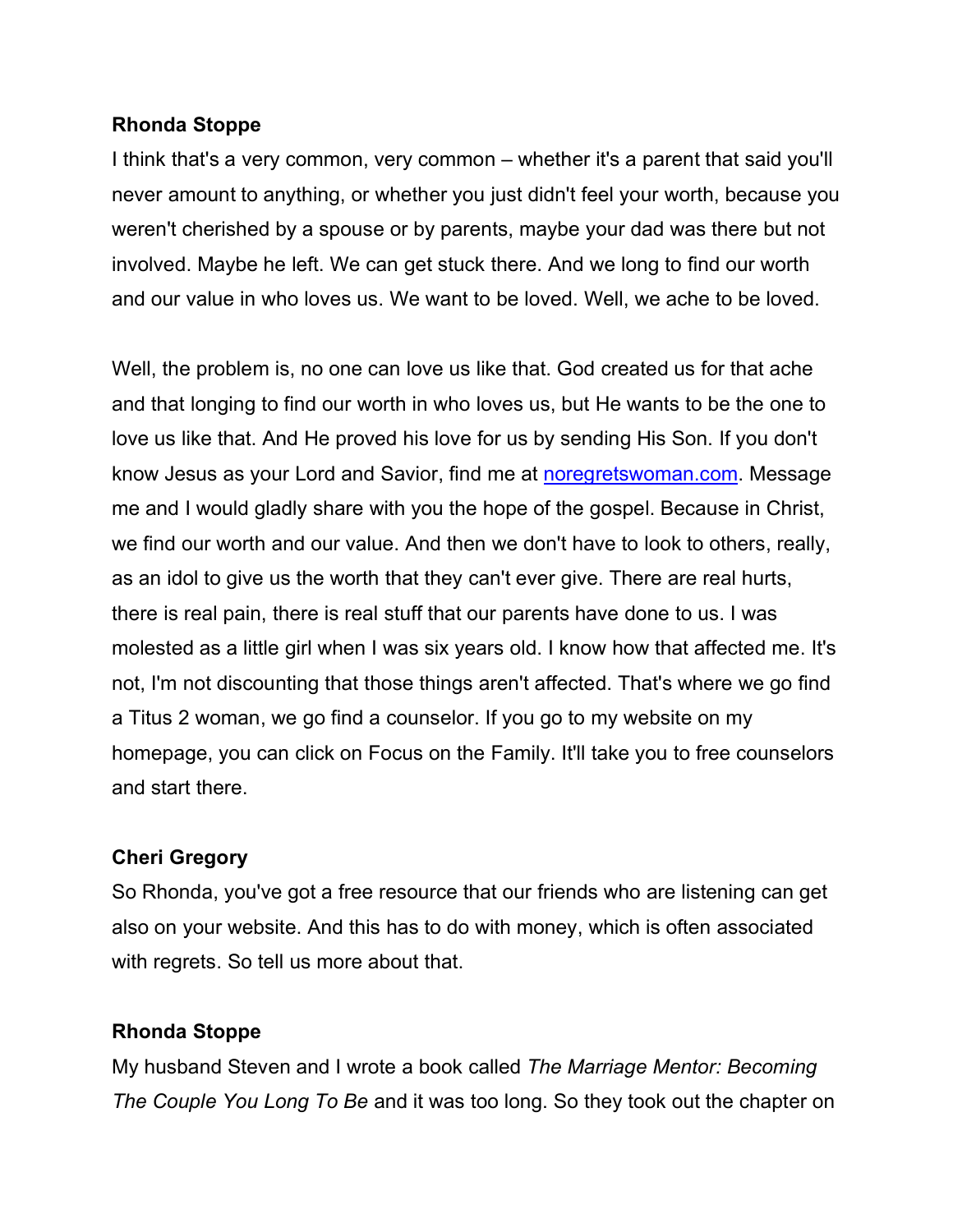**Rhonda Stoppe**

I think that's a very common, very common – whether it's a parent that said you'll never amount to anything, or whether you just didn't feel your worth, because you weren't cherished by a spouse or by parents, maybe your dad was there but not involved. Maybe he left. We can get stuck there. And we long to find our worth and our value in who loves us. We want to be loved. Well, we ache to be loved.

Well, the problem is, no one can love us like that. God created us for that ache and that longing to find our worth in who loves us, but He wants to be the one to love us like that. And He proved his love for us by sending His Son. If you don't know Jesus as your Lord and Savior, find me at [noregretswoman.com](noregretswoman.com). Message me and I would gladly share with you the hope of the gospel. Because in Christ, we find our worth and our value. And then we don't have to look to others, really, as an idol to give us the worth that they can't ever give. There are real hurts, there is real pain, there is real stuff that our parents have done to us. I was molested as a little girl when I was six years old. I know how that affected me. It's not, I'm not discounting that those things aren't affected. That's where we go find a Titus 2 woman, we go find a counselor. If you go to my website on my homepage, you can click on Focus on the Family. It'll take you to free counselors and start there.

**Cheri Gregory**

So Rhonda, you've got a free resource that our friends who are listening can get also on your website. And this has to do with money, which is often associated with regrets. So tell us more about that.

**Rhonda Stoppe**

My husband Steven and I wrote a book called *The Marriage Mentor: Becoming The Couple You Long To Be* and it was too long. So they took out the chapter on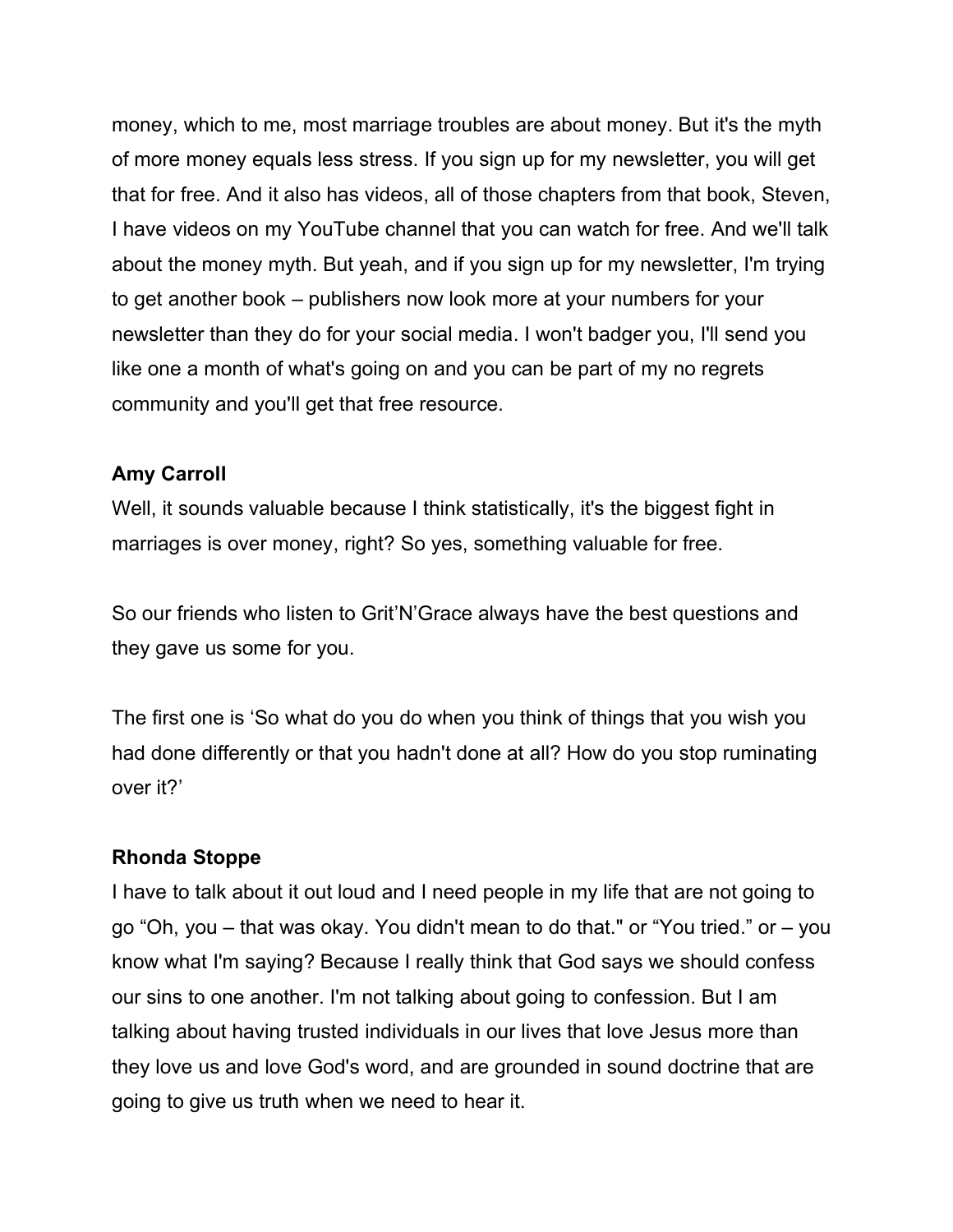money, which to me, most marriage troubles are about money. But it's the myth of more money equals less stress. If you sign up for my newsletter, you will get that for free. And it also has videos, all of those chapters from that book, Steven, I have videos on my YouTube channel that you can watch for free. And we'll talk about the money myth. But yeah, and if you sign up for my newsletter, I'm trying to get another book – publishers now look more at your numbers for your newsletter than they do for your social media. I won't badger you, I'll send you like one a month of what's going on and you can be part of my no regrets community and you'll get that free resource.

**Amy Carroll**

Well, it sounds valuable because I think statistically, it's the biggest fight in marriages is over money, right? So yes, something valuable for free.

So our friends who listen to Grit'N'Grace always have the best questions and they gave us some for you.

The first one is 'So what do you do when you think of things that you wish you had done differently or that you hadn't done at all? How do you stop ruminating over it?'

**Rhonda Stoppe**

I have to talk about it out loud and I need people in my life that are not going to go "Oh, you – that was okay. You didn't mean to do that." or "You tried." or – you know what I'm saying? Because I really think that God says we should confess our sins to one another. I'm not talking about going to confession. But I am talking about having trusted individuals in our lives that love Jesus more than they love us and love God's word, and are grounded in sound doctrine that are going to give us truth when we need to hear it.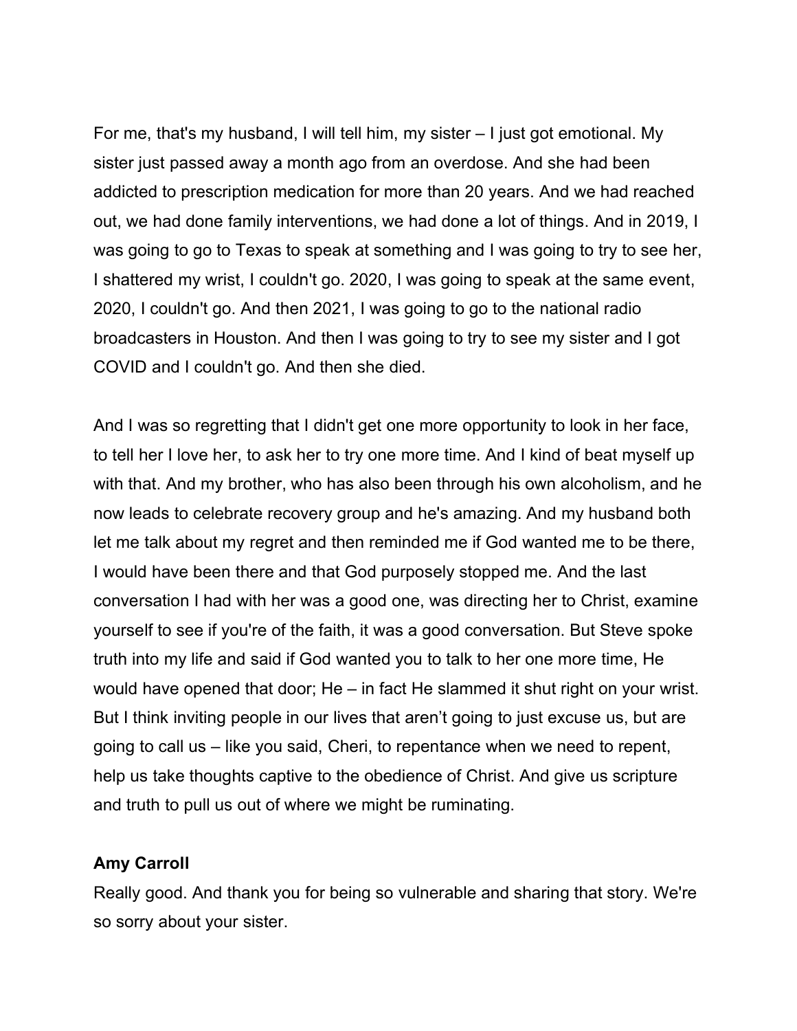For me, that's my husband, I will tell him, my sister – I just got emotional. My sister just passed away a month ago from an overdose. And she had been addicted to prescription medication for more than 20 years. And we had reached out, we had done family interventions, we had done a lot of things. And in 2019, I was going to go to Texas to speak at something and I was going to try to see her, I shattered my wrist, I couldn't go. 2020, I was going to speak at the same event, 2020, I couldn't go. And then 2021, I was going to go to the national radio broadcasters in Houston. And then I was going to try to see my sister and I got COVID and I couldn't go. And then she died.

And I was so regretting that I didn't get one more opportunity to look in her face, to tell her I love her, to ask her to try one more time. And I kind of beat myself up with that. And my brother, who has also been through his own alcoholism, and he now leads to celebrate recovery group and he's amazing. And my husband both let me talk about my regret and then reminded me if God wanted me to be there, I would have been there and that God purposely stopped me. And the last conversation I had with her was a good one, was directing her to Christ, examine yourself to see if you're of the faith, it was a good conversation. But Steve spoke truth into my life and said if God wanted you to talk to her one more time, He would have opened that door; He – in fact He slammed it shut right on your wrist. But I think inviting people in our lives that aren't going to just excuse us, but are going to call us – like you said, Cheri, to repentance when we need to repent, help us take thoughts captive to the obedience of Christ. And give us scripture and truth to pull us out of where we might be ruminating.

**Amy Carroll**

Really good. And thank you for being so vulnerable and sharing that story. We're so sorry about your sister.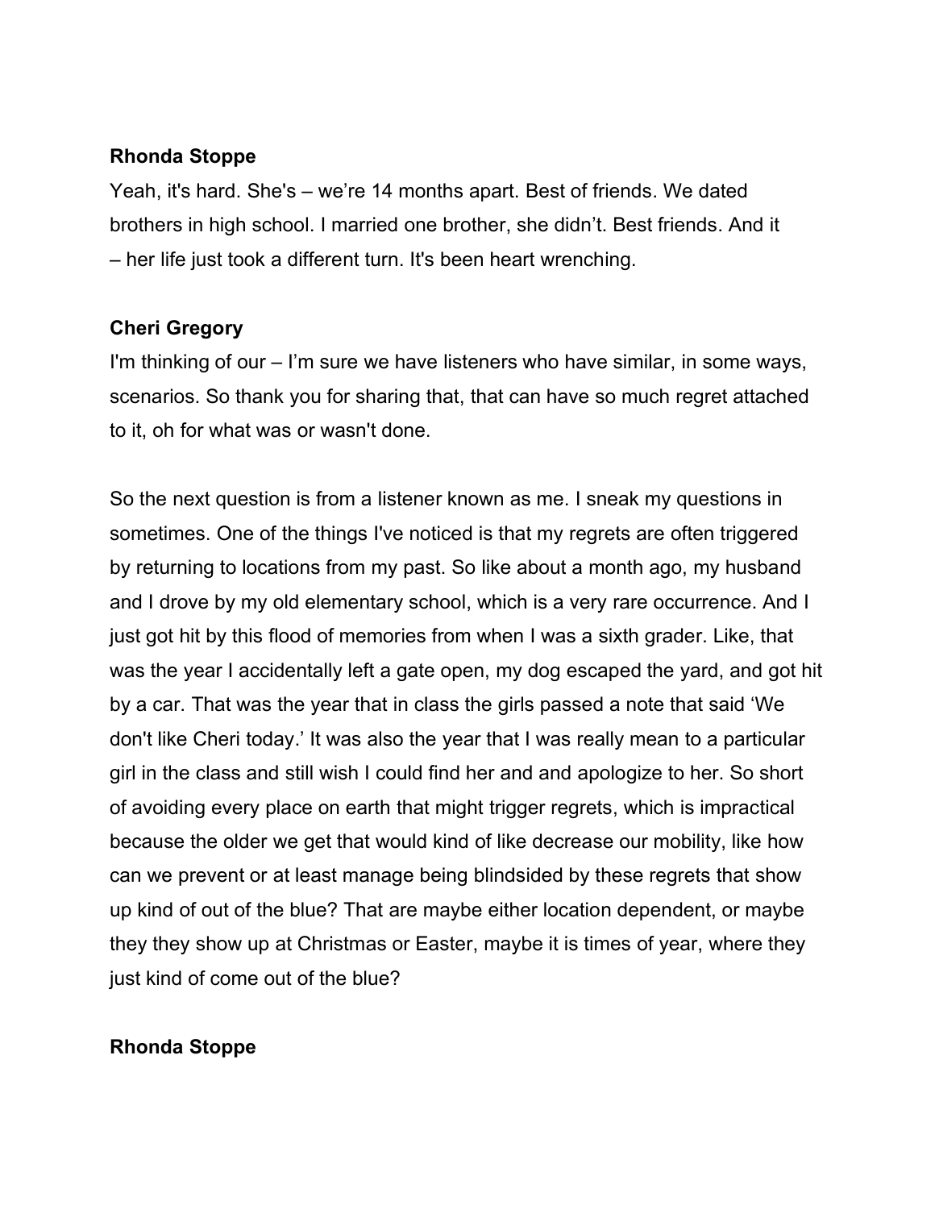**Rhonda Stoppe**

Yeah, it's hard. She's – we’re 14 months apart. Best of friends. We dated brothers in high school. I married one brother, she didn’t. Best friends. And it – her life just took a different turn. It's been heart wrenching.

**Cheri Gregory**

I'm thinking of our – I’m sure we have listeners who have similar, in some ways, scenarios. So thank you for sharing that, that can have so much regret attached to it, oh for what was or wasn't done.

So the next question is from a listener known as me. I sneak my questions in sometimes. One of the things I've noticed is that my regrets are often triggered by returning to locations from my past. So like about a month ago, my husband and I drove by my old elementary school, which is a very rare occurrence. And I just got hit by this flood of memories from when I was a sixth grader. Like, that was the year I accidentally left a gate open, my dog escaped the yard, and got hit by a car. That was the year that in class the girls passed a note that said ‘We don't like Cheri today.’ It was also the year that I was really mean to a particular girl in the class and still wish I could find her and and apologize to her. So short of avoiding every place on earth that might trigger regrets, which is impractical because the older we get that would kind of like decrease our mobility, like how can we prevent or at least manage being blindsided by these regrets that show up kind of out of the blue? That are maybe either location dependent, or maybe they they show up at Christmas or Easter, maybe it is times of year, where they just kind of come out of the blue?

**Rhonda Stoppe**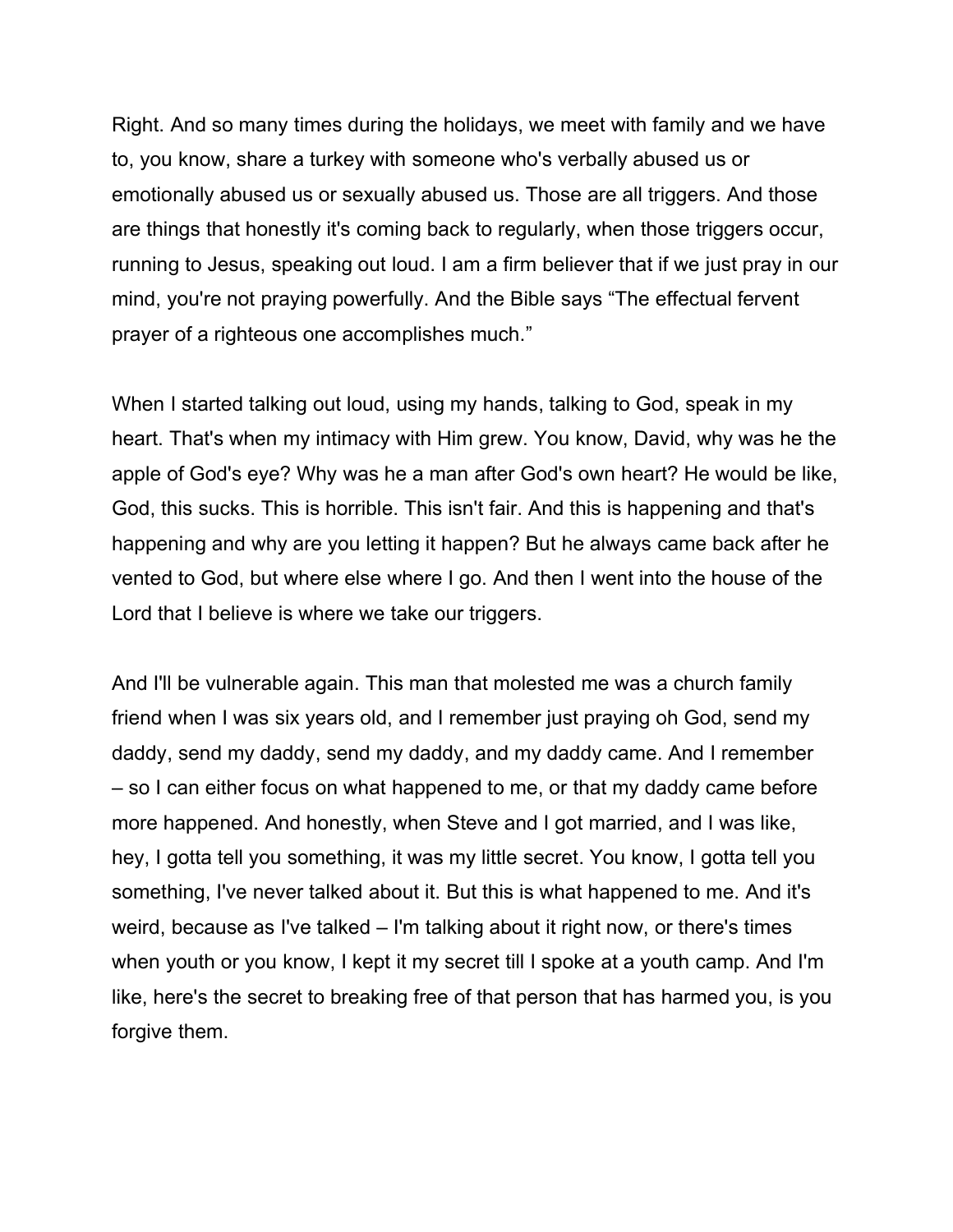Right. And so many times during the holidays, we meet with family and we have to, you know, share a turkey with someone who's verbally abused us or emotionally abused us or sexually abused us. Those are all triggers. And those are things that honestly it's coming back to regularly, when those triggers occur, running to Jesus, speaking out loud. I am a firm believer that if we just pray in our mind, you're not praying powerfully. And the Bible says "The effectual fervent prayer of a righteous one accomplishes much."

When I started talking out loud, using my hands, talking to God, speak in my heart. That's when my intimacy with Him grew. You know, David, why was he the apple of God's eye? Why was he a man after God's own heart? He would be like, God, this sucks. This is horrible. This isn't fair. And this is happening and that's happening and why are you letting it happen? But he always came back after he vented to God, but where else where I go. And then I went into the house of the Lord that I believe is where we take our triggers.

And I'll be vulnerable again. This man that molested me was a church family friend when I was six years old, and I remember just praying oh God, send my daddy, send my daddy, send my daddy, and my daddy came. And I remember – so I can either focus on what happened to me, or that my daddy came before more happened. And honestly, when Steve and I got married, and I was like, hey, I gotta tell you something, it was my little secret. You know, I gotta tell you something, I've never talked about it. But this is what happened to me. And it's weird, because as I've talked – I'm talking about it right now, or there's times when youth or you know, I kept it my secret till I spoke at a youth camp. And I'm like, here's the secret to breaking free of that person that has harmed you, is you forgive them.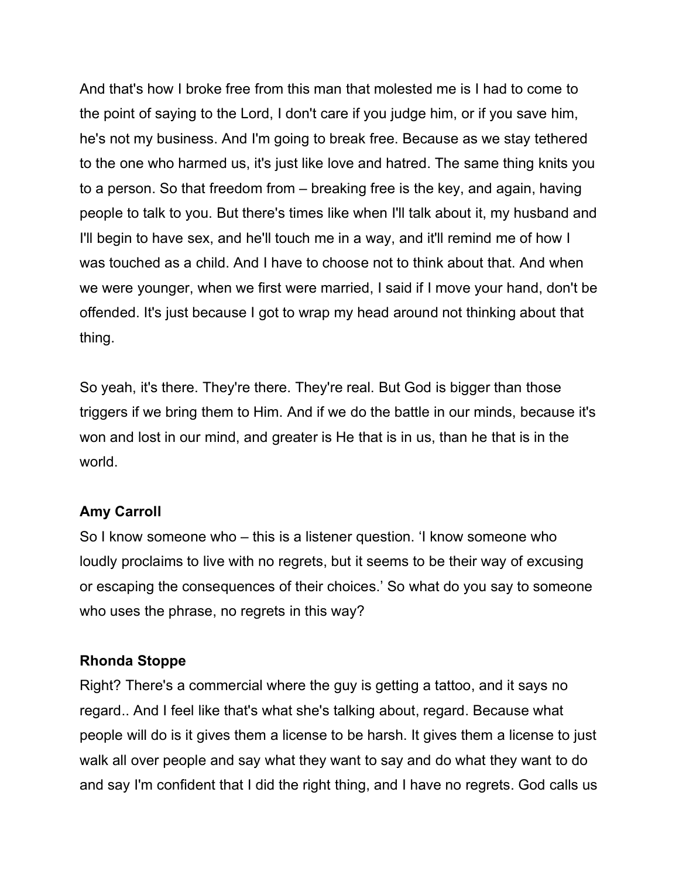And that's how I broke free from this man that molested me is I had to come to the point of saying to the Lord, I don't care if you judge him, or if you save him, he's not my business. And I'm going to break free. Because as we stay tethered to the one who harmed us, it's just like love and hatred. The same thing knits you to a person. So that freedom from – breaking free is the key, and again, having people to talk to you. But there's times like when I'll talk about it, my husband and I'll begin to have sex, and he'll touch me in a way, and it'll remind me of how I was touched as a child. And I have to choose not to think about that. And when we were younger, when we first were married, I said if I move your hand, don't be offended. It's just because I got to wrap my head around not thinking about that thing.

So yeah, it's there. They're there. They're real. But God is bigger than those triggers if we bring them to Him. And if we do the battle in our minds, because it's won and lost in our mind, and greater is He that is in us, than he that is in the world.

**Amy Carroll**
So I know someone who – this is a listener question. 'I know someone who loudly proclaims to live with no regrets, but it seems to be their way of excusing or escaping the consequences of their choices.' So what do you say to someone who uses the phrase, no regrets in this way?

**Rhonda Stoppe**
Right? There's a commercial where the guy is getting a tattoo, and it says no regard.. And I feel like that's what she's talking about, regard. Because what people will do is it gives them a license to be harsh. It gives them a license to just walk all over people and say what they want to say and do what they want to do and say I'm confident that I did the right thing, and I have no regrets. God calls us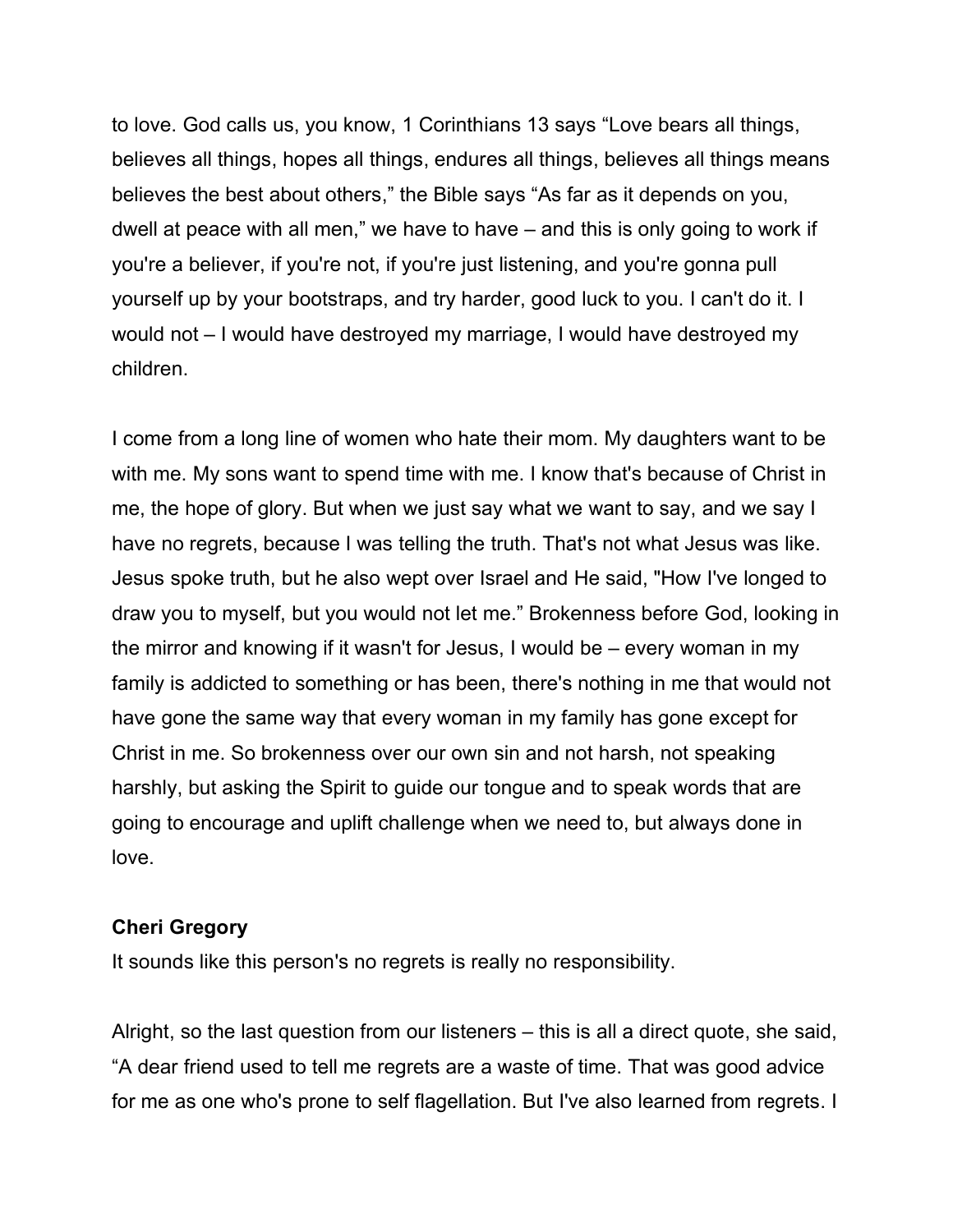to love. God calls us, you know, 1 Corinthians 13 says "Love bears all things, believes all things, hopes all things, endures all things, believes all things means believes the best about others," the Bible says "As far as it depends on you, dwell at peace with all men," we have to have – and this is only going to work if you're a believer, if you're not, if you're just listening, and you're gonna pull yourself up by your bootstraps, and try harder, good luck to you. I can't do it. I would not – I would have destroyed my marriage, I would have destroyed my children.

I come from a long line of women who hate their mom. My daughters want to be with me. My sons want to spend time with me. I know that's because of Christ in me, the hope of glory. But when we just say what we want to say, and we say I have no regrets, because I was telling the truth. That's not what Jesus was like. Jesus spoke truth, but he also wept over Israel and He said, "How I've longed to draw you to myself, but you would not let me." Brokenness before God, looking in the mirror and knowing if it wasn't for Jesus, I would be – every woman in my family is addicted to something or has been, there's nothing in me that would not have gone the same way that every woman in my family has gone except for Christ in me. So brokenness over our own sin and not harsh, not speaking harshly, but asking the Spirit to guide our tongue and to speak words that are going to encourage and uplift challenge when we need to, but always done in love.

**Cheri Gregory**

It sounds like this person's no regrets is really no responsibility.

Alright, so the last question from our listeners – this is all a direct quote, she said, "A dear friend used to tell me regrets are a waste of time. That was good advice for me as one who's prone to self flagellation. But I've also learned from regrets. I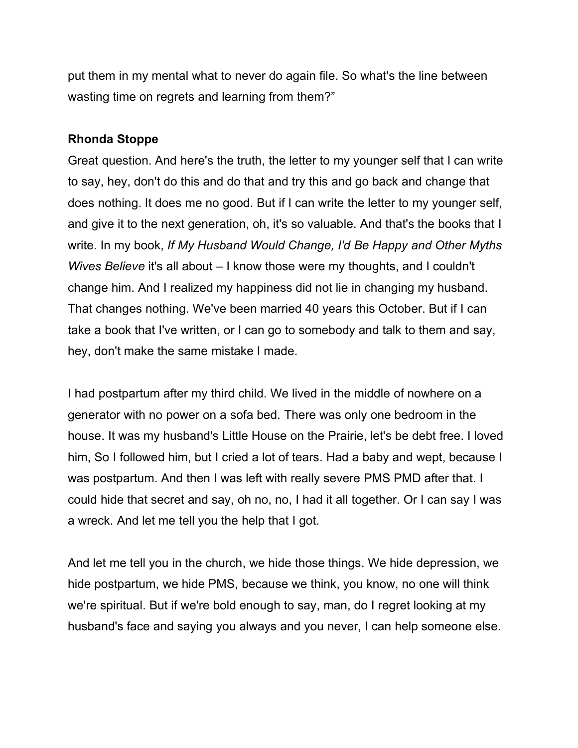put them in my mental what to never do again file. So what's the line between wasting time on regrets and learning from them?"

**Rhonda Stoppe**

Great question. And here's the truth, the letter to my younger self that I can write to say, hey, don't do this and do that and try this and go back and change that does nothing. It does me no good. But if I can write the letter to my younger self, and give it to the next generation, oh, it's so valuable. And that's the books that I write. In my book, *If My Husband Would Change, I'd Be Happy and Other Myths Wives Believe* it's all about – I know those were my thoughts, and I couldn't change him. And I realized my happiness did not lie in changing my husband. That changes nothing. We've been married 40 years this October. But if I can take a book that I've written, or I can go to somebody and talk to them and say, hey, don't make the same mistake I made.

I had postpartum after my third child. We lived in the middle of nowhere on a generator with no power on a sofa bed. There was only one bedroom in the house. It was my husband's Little House on the Prairie, let's be debt free. I loved him, So I followed him, but I cried a lot of tears. Had a baby and wept, because I was postpartum. And then I was left with really severe PMS PMD after that. I could hide that secret and say, oh no, no, I had it all together. Or I can say I was a wreck. And let me tell you the help that I got.

And let me tell you in the church, we hide those things. We hide depression, we hide postpartum, we hide PMS, because we think, you know, no one will think we're spiritual. But if we're bold enough to say, man, do I regret looking at my husband's face and saying you always and you never, I can help someone else.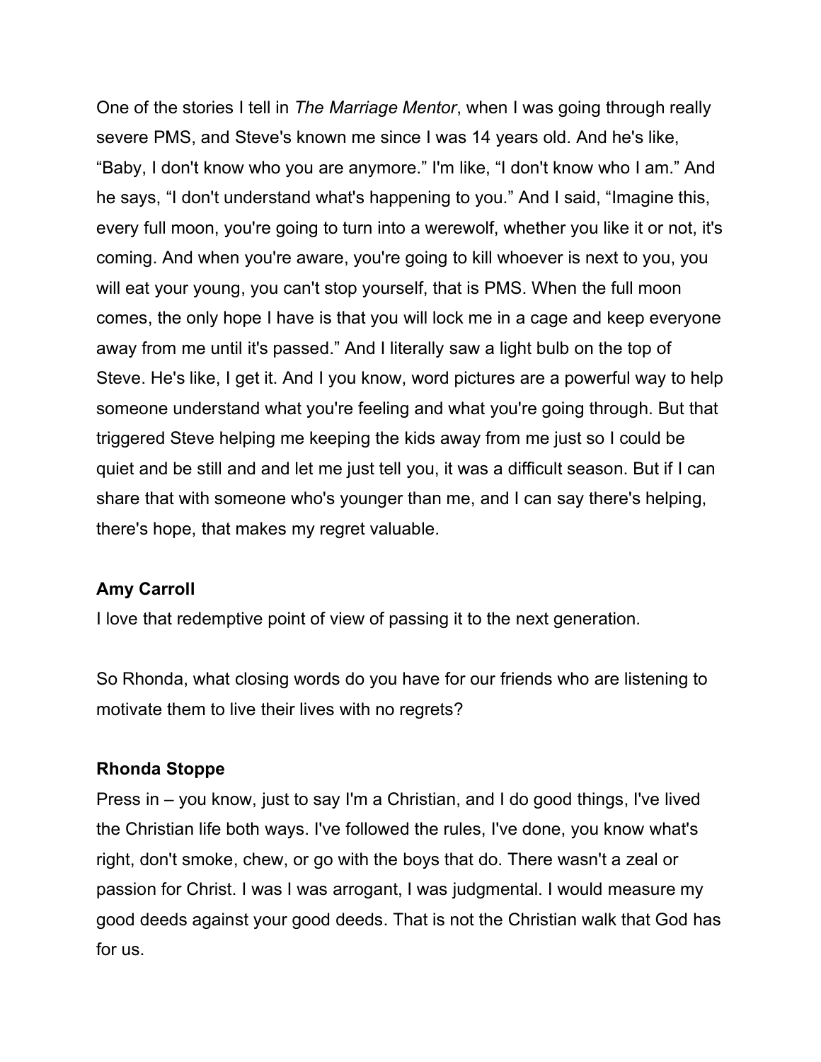One of the stories I tell in *The Marriage Mentor*, when I was going through really severe PMS, and Steve's known me since I was 14 years old. And he's like, "Baby, I don't know who you are anymore." I'm like, "I don't know who I am." And he says, "I don't understand what's happening to you." And I said, "Imagine this, every full moon, you're going to turn into a werewolf, whether you like it or not, it's coming. And when you're aware, you're going to kill whoever is next to you, you will eat your young, you can't stop yourself, that is PMS. When the full moon comes, the only hope I have is that you will lock me in a cage and keep everyone away from me until it's passed." And I literally saw a light bulb on the top of Steve. He's like, I get it. And I you know, word pictures are a powerful way to help someone understand what you're feeling and what you're going through. But that triggered Steve helping me keeping the kids away from me just so I could be quiet and be still and and let me just tell you, it was a difficult season. But if I can share that with someone who's younger than me, and I can say there's helping, there's hope, that makes my regret valuable.

**Amy Carroll**

I love that redemptive point of view of passing it to the next generation.

So Rhonda, what closing words do you have for our friends who are listening to motivate them to live their lives with no regrets?

**Rhonda Stoppe**

Press in – you know, just to say I'm a Christian, and I do good things, I've lived the Christian life both ways. I've followed the rules, I've done, you know what's right, don't smoke, chew, or go with the boys that do. There wasn't a zeal or passion for Christ. I was I was arrogant, I was judgmental. I would measure my good deeds against your good deeds. That is not the Christian walk that God has for us.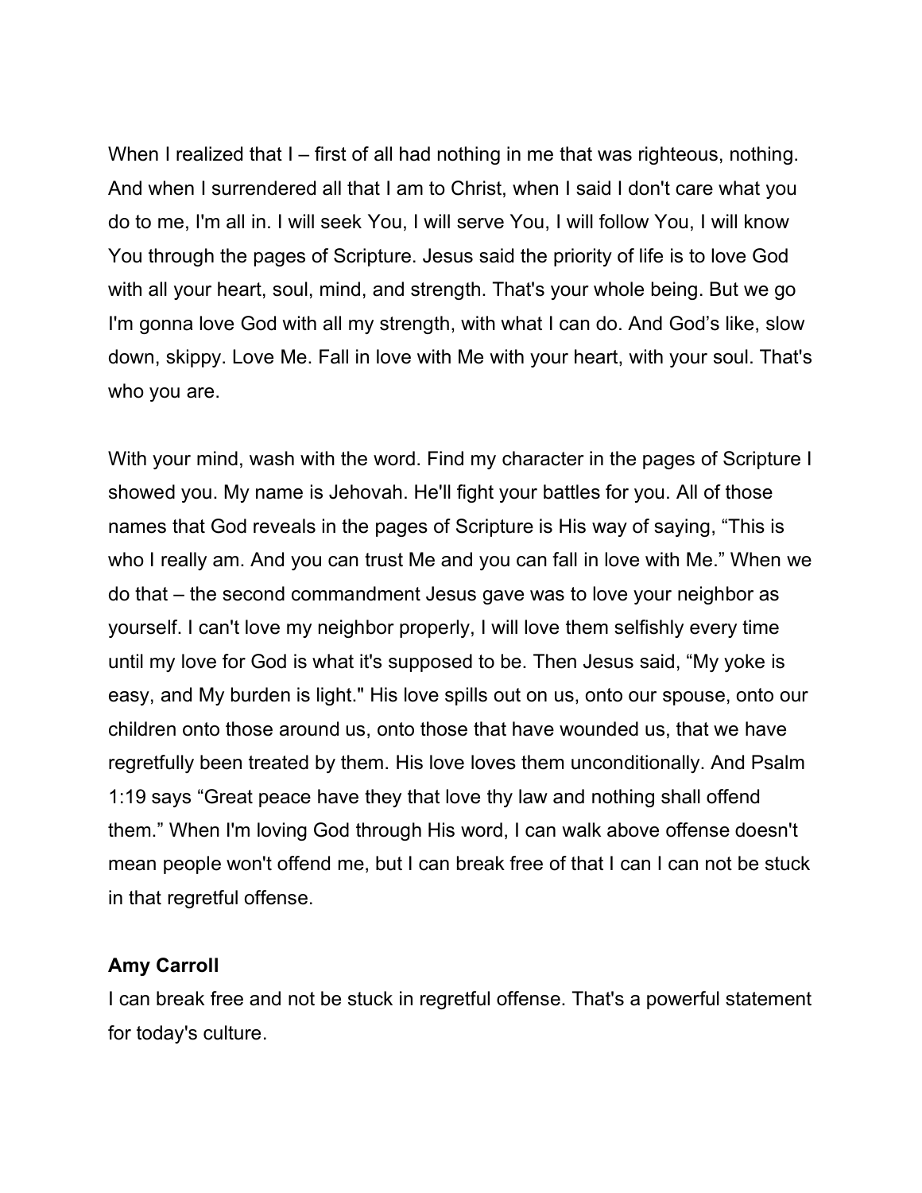When I realized that I – first of all had nothing in me that was righteous, nothing. And when I surrendered all that I am to Christ, when I said I don't care what you do to me, I'm all in. I will seek You, I will serve You, I will follow You, I will know You through the pages of Scripture. Jesus said the priority of life is to love God with all your heart, soul, mind, and strength. That's your whole being. But we go I'm gonna love God with all my strength, with what I can do. And God's like, slow down, skippy. Love Me. Fall in love with Me with your heart, with your soul. That's who you are.

With your mind, wash with the word. Find my character in the pages of Scripture I showed you. My name is Jehovah. He'll fight your battles for you. All of those names that God reveals in the pages of Scripture is His way of saying, "This is who I really am. And you can trust Me and you can fall in love with Me." When we do that – the second commandment Jesus gave was to love your neighbor as yourself. I can't love my neighbor properly, I will love them selfishly every time until my love for God is what it's supposed to be. Then Jesus said, "My yoke is easy, and My burden is light." His love spills out on us, onto our spouse, onto our children onto those around us, onto those that have wounded us, that we have regretfully been treated by them. His love loves them unconditionally. And Psalm 1:19 says "Great peace have they that love thy law and nothing shall offend them." When I'm loving God through His word, I can walk above offense doesn't mean people won't offend me, but I can break free of that I can I can not be stuck in that regretful offense.

**Amy Carroll**
I can break free and not be stuck in regretful offense. That's a powerful statement for today's culture.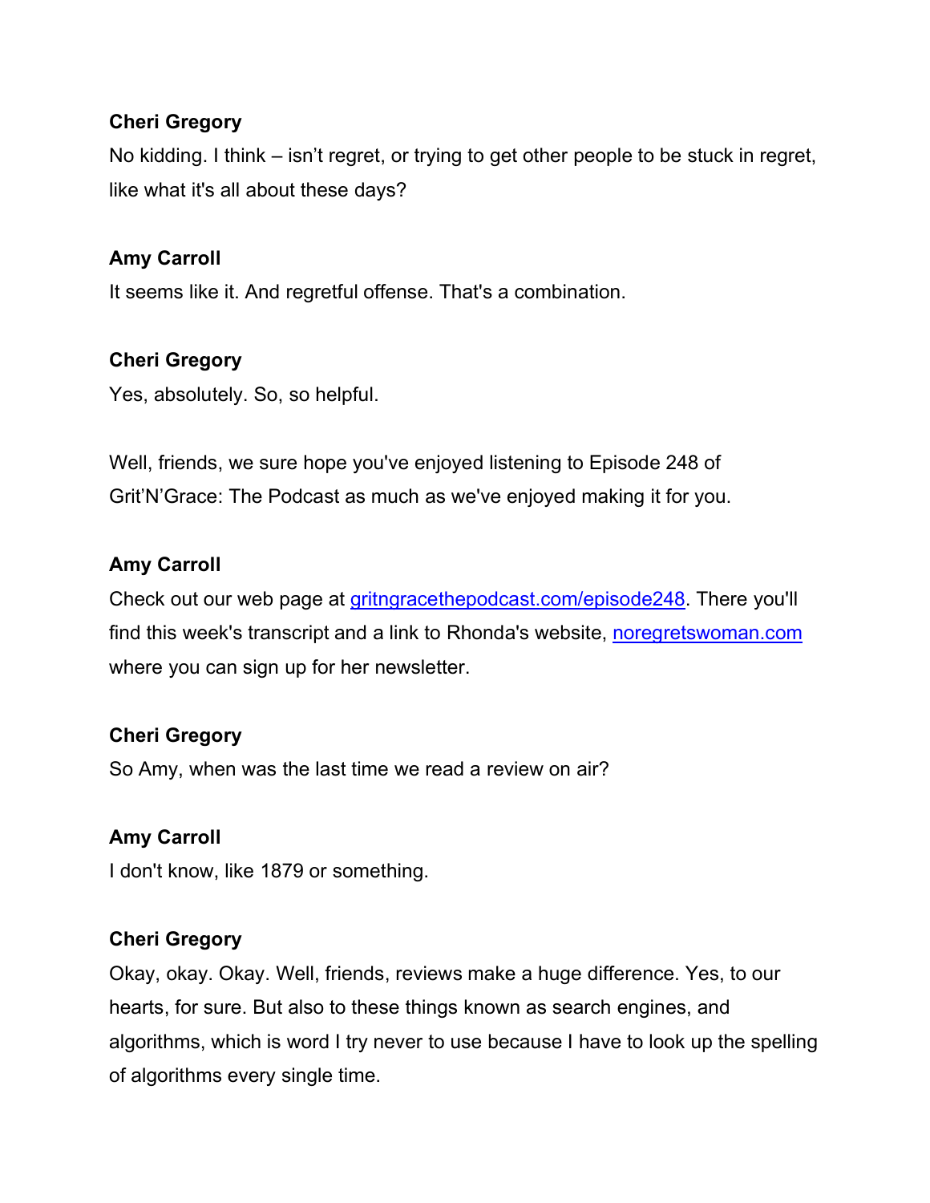**Cheri Gregory**

No kidding. I think – isn't regret, or trying to get other people to be stuck in regret, like what it's all about these days?

**Amy Carroll**

It seems like it. And regretful offense. That's a combination.

**Cheri Gregory**

Yes, absolutely. So, so helpful.

Well, friends, we sure hope you've enjoyed listening to Episode 248 of Grit'N'Grace: The Podcast as much as we've enjoyed making it for you.

**Amy Carroll**

Check out our web page at [gritngracethepodcast.com/episode248](gritngracethepodcast.com/episode248). There you'll find this week's transcript and a link to Rhonda's website, [noregretswoman.com](noregretswoman.com) where you can sign up for her newsletter.

**Cheri Gregory**

So Amy, when was the last time we read a review on air?

**Amy Carroll**

I don't know, like 1879 or something.

**Cheri Gregory**

Okay, okay. Okay. Well, friends, reviews make a huge difference. Yes, to our hearts, for sure. But also to these things known as search engines, and algorithms, which is word I try never to use because I have to look up the spelling of algorithms every single time.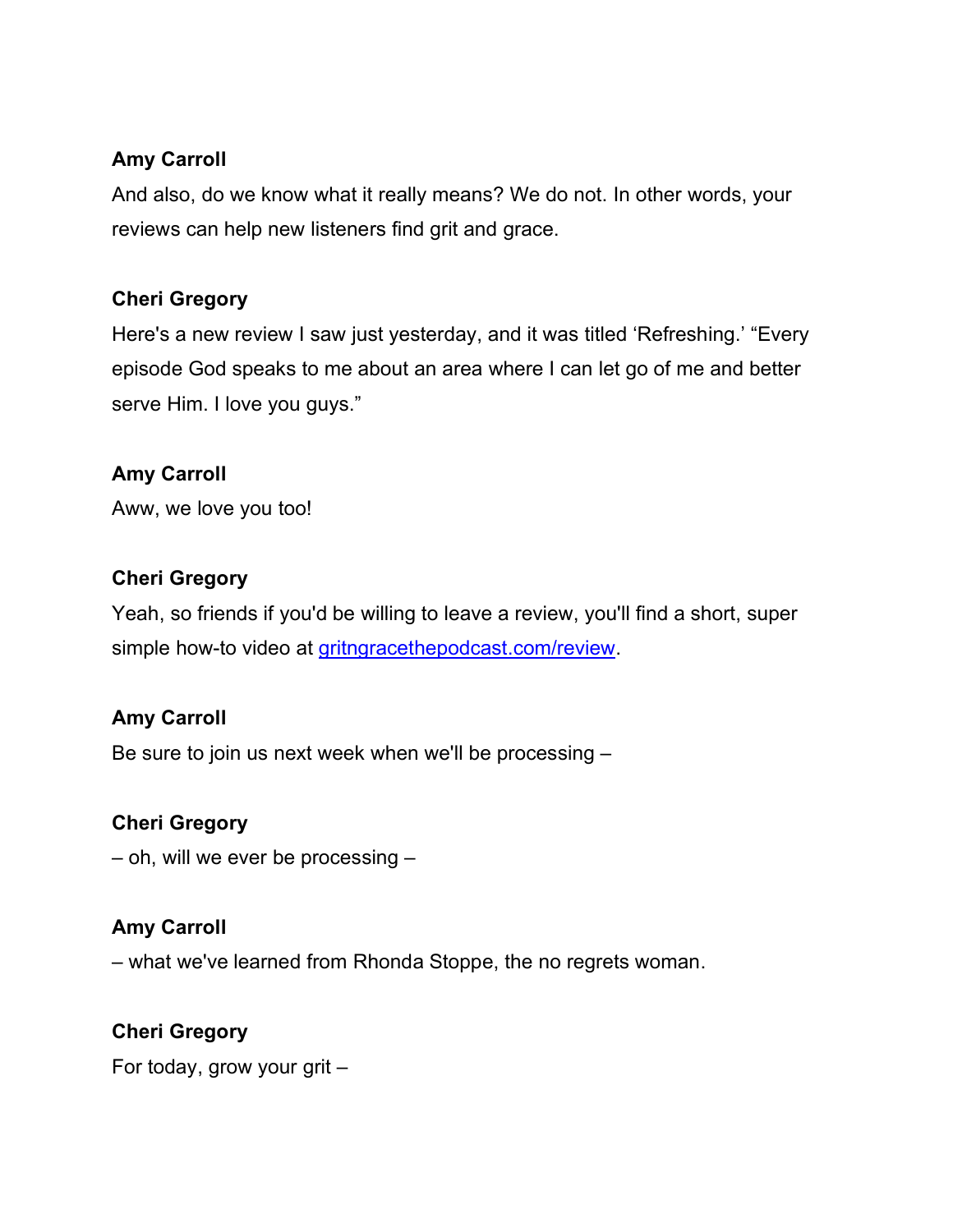**Amy Carroll**

And also, do we know what it really means? We do not. In other words, your reviews can help new listeners find grit and grace.

**Cheri Gregory**

Here's a new review I saw just yesterday, and it was titled 'Refreshing.' "Every episode God speaks to me about an area where I can let go of me and better serve Him. I love you guys."

**Amy Carroll**

Aww, we love you too!

**Cheri Gregory**

Yeah, so friends if you'd be willing to leave a review, you'll find a short, super simple how-to video at [gritngracethepodcast.com/review](gritngracethepodcast.com/review).

**Amy Carroll**

Be sure to join us next week when we'll be processing –

**Cheri Gregory**

– oh, will we ever be processing –

**Amy Carroll**

– what we've learned from Rhonda Stoppe, the no regrets woman.

**Cheri Gregory**

For today, grow your grit –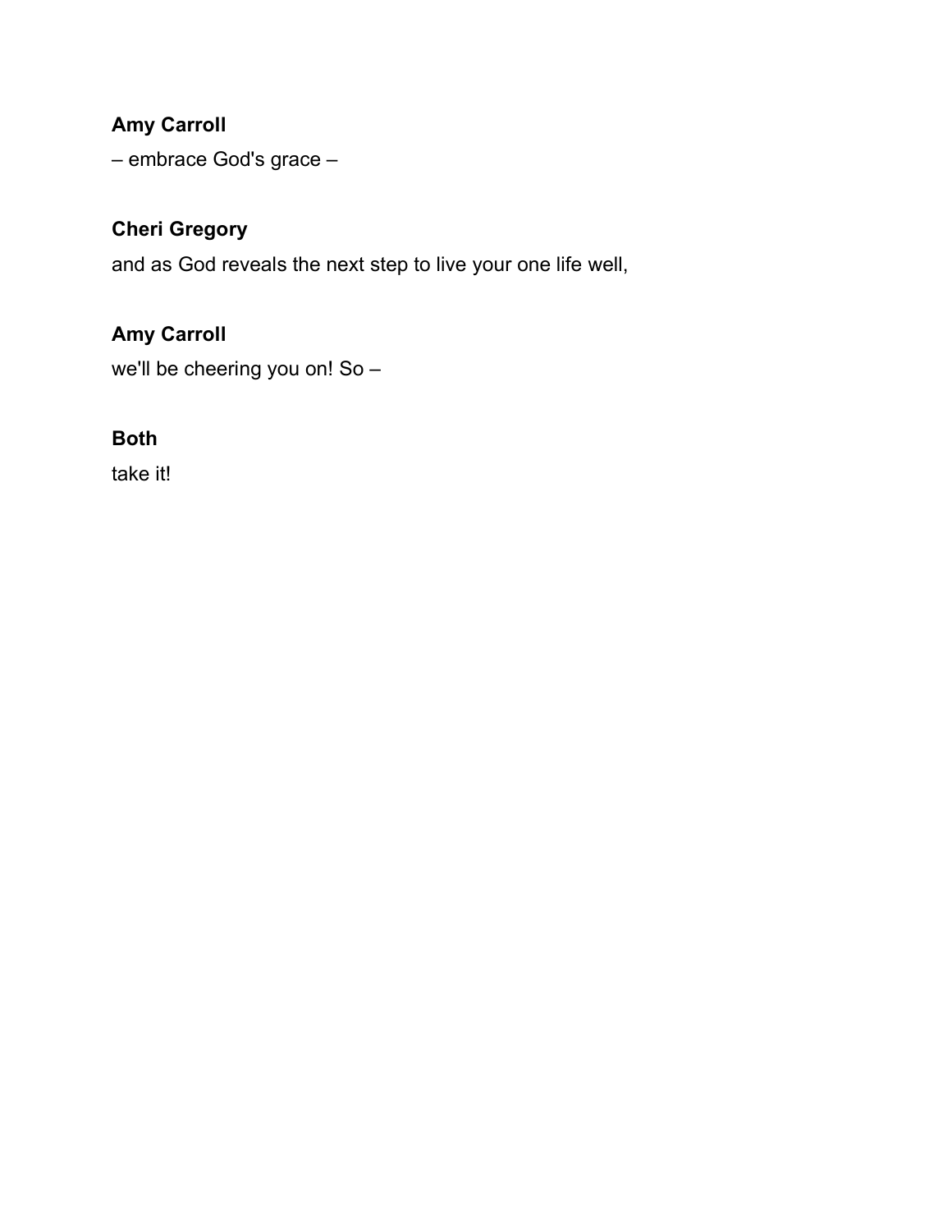**Amy Carroll**

– embrace God's grace –

**Cheri Gregory**

and as God reveals the next step to live your one life well,

**Amy Carroll**

we'll be cheering you on! So –

**Both**

take it!